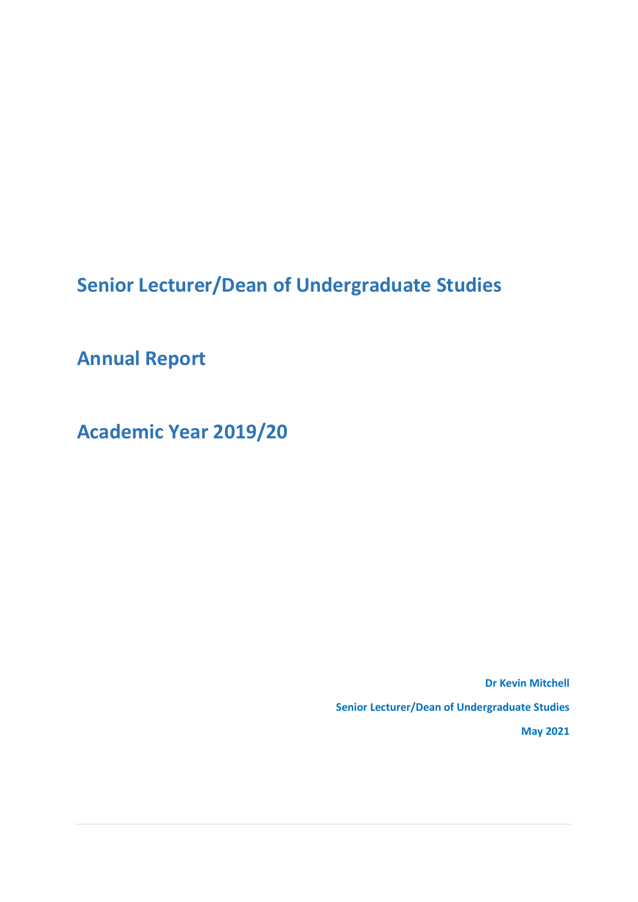# Senior Lecturer/Dean of Undergraduate Studies

# Annual Report

# Academic Year 2019/20

**Dr Kevin Mitchell**

**Senior Lecturer/Dean of Undergraduate Studies**

**May 2021**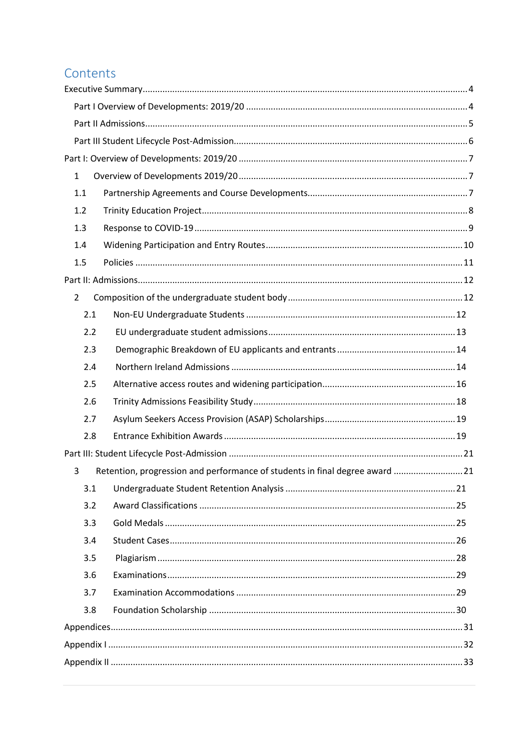# Contents

Executive Summary....................................................................................................................................4

Part I Overview of Developments: 2019/20 ..........................................................................................4

Part II Admissions....................................................................................................................................5

Part III Student Lifecycle Post-Admission...............................................................................................6

Part I: Overview of Developments: 2019/20 ............................................................................................7

1 Overview of Developments 2019/20 ...........................................................................................7

1.1 Partnership Agreements and Course Developments..................................................................7

1.2 Trinity Education Project............................................................................................................8

1.3 Response to COVID-19 ..............................................................................................................9

1.4 Widening Participation and Entry Routes ................................................................................10

1.5 Policies ....................................................................................................................................11

Part II: Admissions...................................................................................................................................12

2 Composition of the undergraduate student body .......................................................................12

2.1 Non-EU Undergraduate Students ............................................................................................12

2.2 EU undergraduate student admissions.....................................................................................13

2.3 Demographic Breakdown of EU applicants and entrants ..........................................................14

2.4 Northern Ireland Admissions ...................................................................................................14

2.5 Alternative access routes and widening participation...............................................................16

2.6 Trinity Admissions Feasibility Study..........................................................................................18

2.7 Asylum Seekers Access Provision (ASAP) Scholarships..............................................................19

2.8 Entrance Exhibition Awards .....................................................................................................19

Part III: Student Lifecycle Post-Admission ..............................................................................................21

3 Retention, progression and performance of students in final degree award ............................21

3.1 Undergraduate Student Retention Analysis ..............................................................................21

3.2 Award Classifications ...............................................................................................................25

3.3 Gold Medals .............................................................................................................................25

3.4 Student Cases............................................................................................................................26

3.5 Plagiarism .................................................................................................................................28

3.6 Examinations.............................................................................................................................29

3.7 Examination Accommodations .................................................................................................29

3.8 Foundation Scholarship ............................................................................................................30

Appendices..............................................................................................................................................31

Appendix I ...............................................................................................................................................32

Appendix II ..............................................................................................................................................33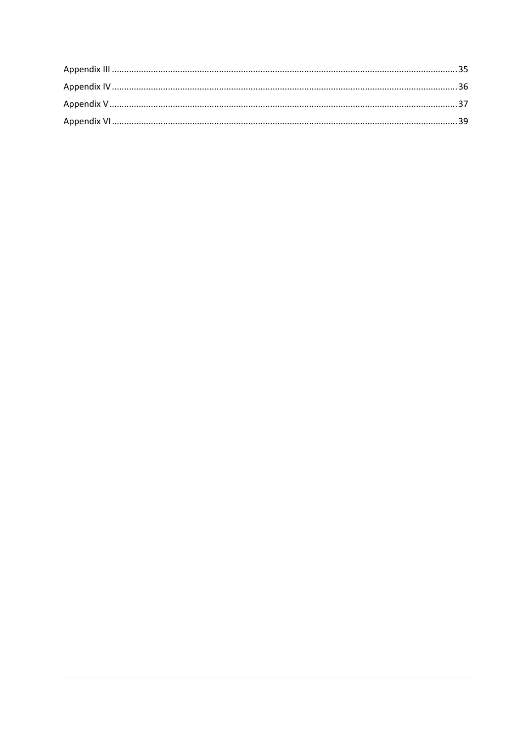Appendix III ........................................................................................................................................35
Appendix IV ........................................................................................................................................36
Appendix V ........................................................................................................................................37
Appendix VI ........................................................................................................................................39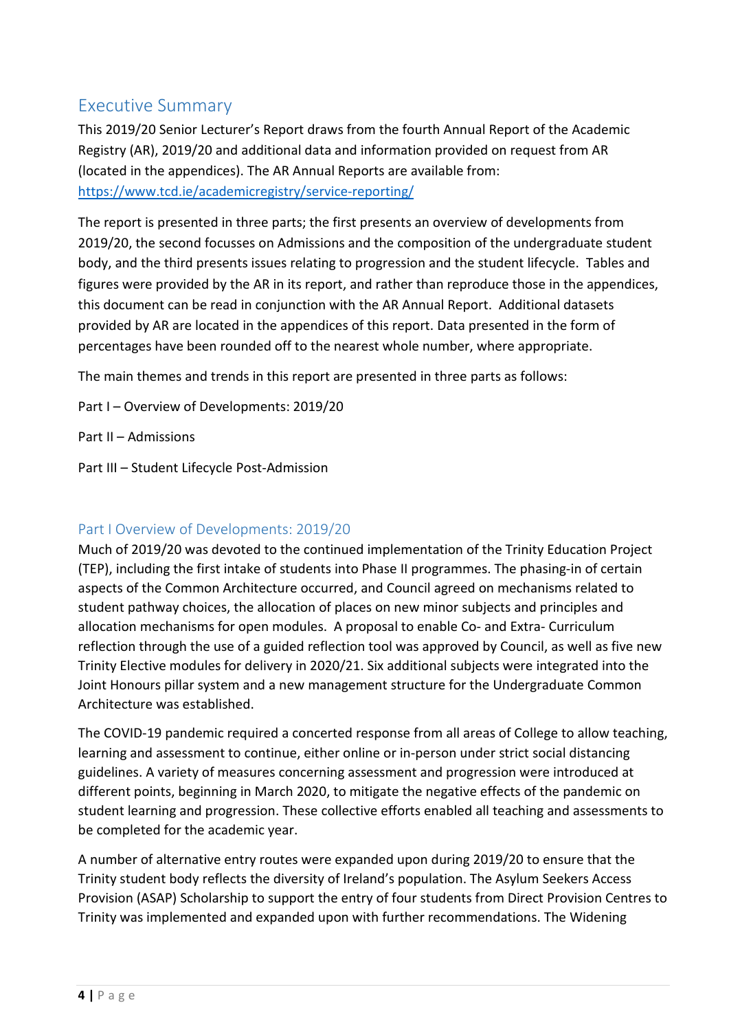## Executive Summary

This 2019/20 Senior Lecturer's Report draws from the fourth Annual Report of the Academic Registry (AR), 2019/20 and additional data and information provided on request from AR (located in the appendices). The AR Annual Reports are available from: https://www.tcd.ie/academicregistry/service-reporting/

The report is presented in three parts; the first presents an overview of developments from 2019/20, the second focusses on Admissions and the composition of the undergraduate student body, and the third presents issues relating to progression and the student lifecycle. Tables and figures were provided by the AR in its report, and rather than reproduce those in the appendices, this document can be read in conjunction with the AR Annual Report. Additional datasets provided by AR are located in the appendices of this report. Data presented in the form of percentages have been rounded off to the nearest whole number, where appropriate.

The main themes and trends in this report are presented in three parts as follows:

Part I – Overview of Developments: 2019/20

Part II – Admissions

Part III – Student Lifecycle Post-Admission

### Part I Overview of Developments: 2019/20

Much of 2019/20 was devoted to the continued implementation of the Trinity Education Project (TEP), including the first intake of students into Phase II programmes. The phasing-in of certain aspects of the Common Architecture occurred, and Council agreed on mechanisms related to student pathway choices, the allocation of places on new minor subjects and principles and allocation mechanisms for open modules. A proposal to enable Co- and Extra- Curriculum reflection through the use of a guided reflection tool was approved by Council, as well as five new Trinity Elective modules for delivery in 2020/21. Six additional subjects were integrated into the Joint Honours pillar system and a new management structure for the Undergraduate Common Architecture was established.

The COVID-19 pandemic required a concerted response from all areas of College to allow teaching, learning and assessment to continue, either online or in-person under strict social distancing guidelines. A variety of measures concerning assessment and progression were introduced at different points, beginning in March 2020, to mitigate the negative effects of the pandemic on student learning and progression. These collective efforts enabled all teaching and assessments to be completed for the academic year.

A number of alternative entry routes were expanded upon during 2019/20 to ensure that the Trinity student body reflects the diversity of Ireland's population. The Asylum Seekers Access Provision (ASAP) Scholarship to support the entry of four students from Direct Provision Centres to Trinity was implemented and expanded upon with further recommendations. The Widening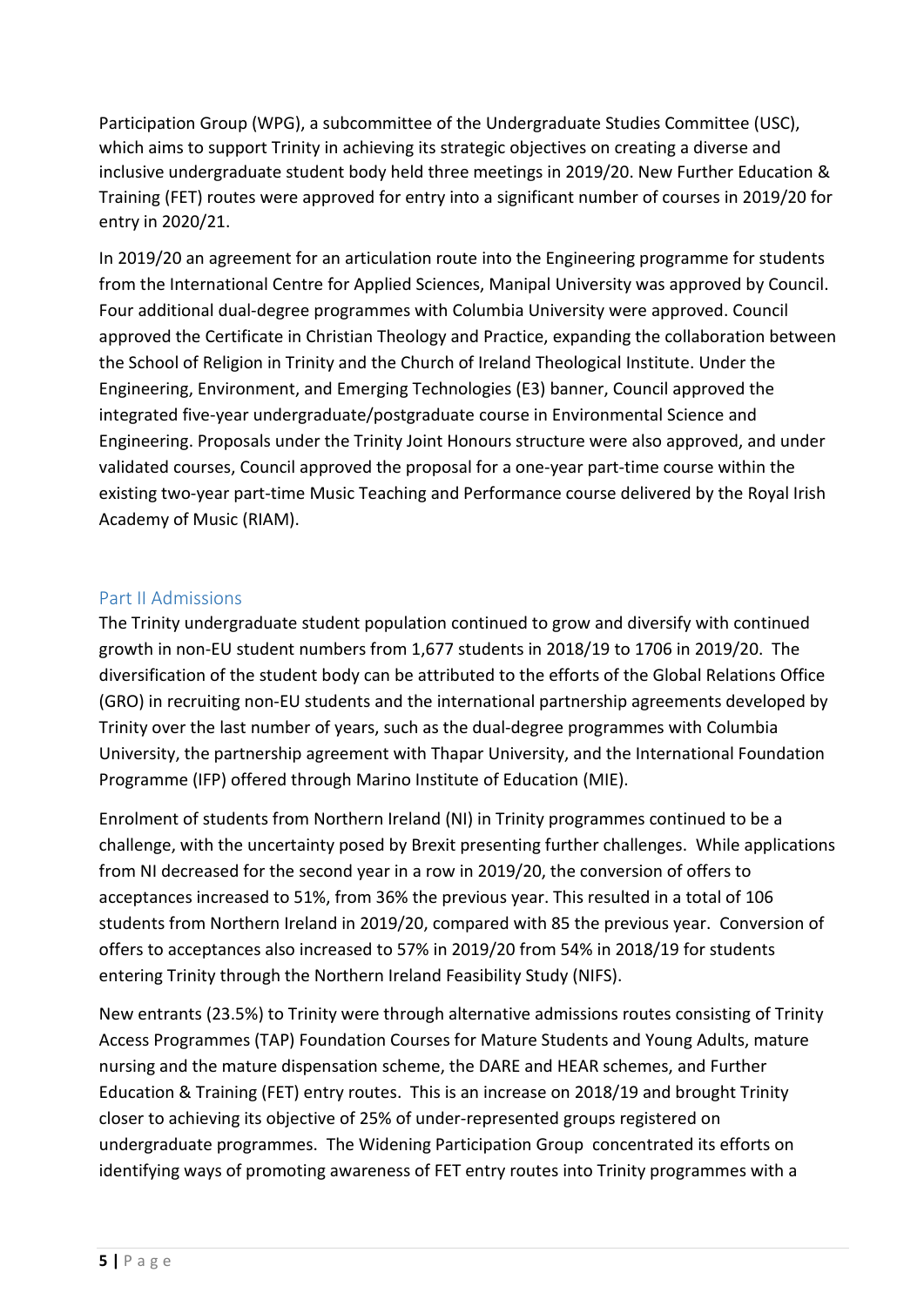Participation Group (WPG), a subcommittee of the Undergraduate Studies Committee (USC), which aims to support Trinity in achieving its strategic objectives on creating a diverse and inclusive undergraduate student body held three meetings in 2019/20. New Further Education & Training (FET) routes were approved for entry into a significant number of courses in 2019/20 for entry in 2020/21.

In 2019/20 an agreement for an articulation route into the Engineering programme for students from the International Centre for Applied Sciences, Manipal University was approved by Council. Four additional dual-degree programmes with Columbia University were approved. Council approved the Certificate in Christian Theology and Practice, expanding the collaboration between the School of Religion in Trinity and the Church of Ireland Theological Institute. Under the Engineering, Environment, and Emerging Technologies (E3) banner, Council approved the integrated five-year undergraduate/postgraduate course in Environmental Science and Engineering. Proposals under the Trinity Joint Honours structure were also approved, and under validated courses, Council approved the proposal for a one-year part-time course within the existing two-year part-time Music Teaching and Performance course delivered by the Royal Irish Academy of Music (RIAM).

## Part II Admissions

The Trinity undergraduate student population continued to grow and diversify with continued growth in non-EU student numbers from 1,677 students in 2018/19 to 1706 in 2019/20. The diversification of the student body can be attributed to the efforts of the Global Relations Office (GRO) in recruiting non-EU students and the international partnership agreements developed by Trinity over the last number of years, such as the dual-degree programmes with Columbia University, the partnership agreement with Thapar University, and the International Foundation Programme (IFP) offered through Marino Institute of Education (MIE).

Enrolment of students from Northern Ireland (NI) in Trinity programmes continued to be a challenge, with the uncertainty posed by Brexit presenting further challenges. While applications from NI decreased for the second year in a row in 2019/20, the conversion of offers to acceptances increased to 51%, from 36% the previous year. This resulted in a total of 106 students from Northern Ireland in 2019/20, compared with 85 the previous year. Conversion of offers to acceptances also increased to 57% in 2019/20 from 54% in 2018/19 for students entering Trinity through the Northern Ireland Feasibility Study (NIFS).

New entrants (23.5%) to Trinity were through alternative admissions routes consisting of Trinity Access Programmes (TAP) Foundation Courses for Mature Students and Young Adults, mature nursing and the mature dispensation scheme, the DARE and HEAR schemes, and Further Education & Training (FET) entry routes. This is an increase on 2018/19 and brought Trinity closer to achieving its objective of 25% of under-represented groups registered on undergraduate programmes. The Widening Participation Group concentrated its efforts on identifying ways of promoting awareness of FET entry routes into Trinity programmes with a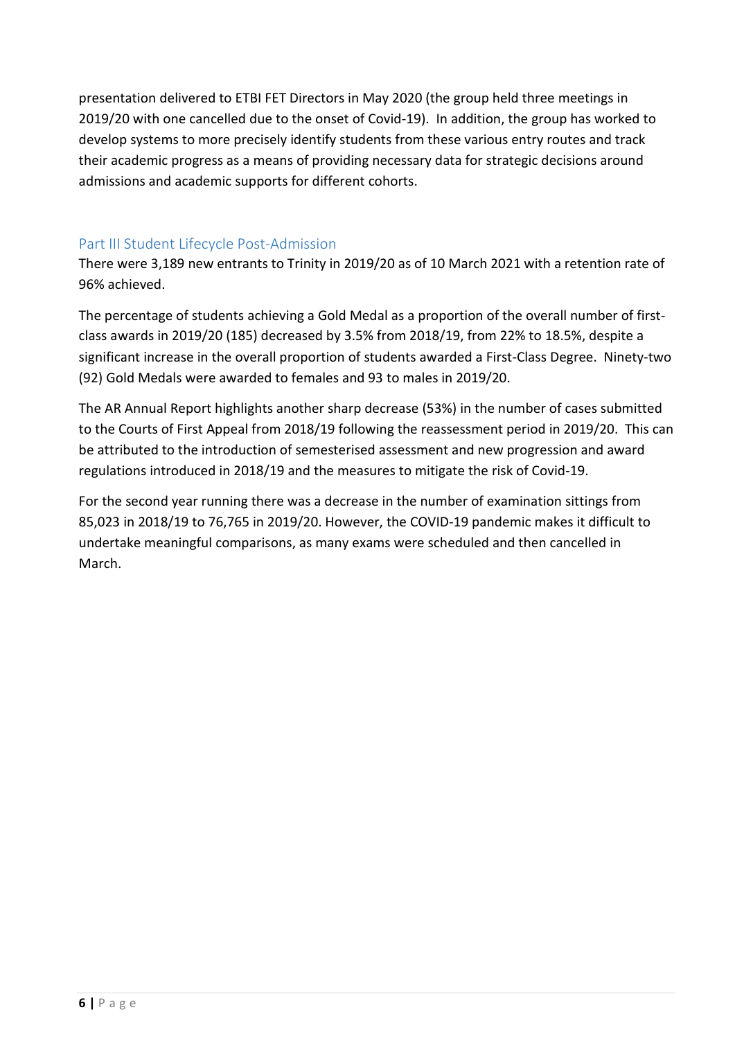presentation delivered to ETBI FET Directors in May 2020 (the group held three meetings in 2019/20 with one cancelled due to the onset of Covid-19). In addition, the group has worked to develop systems to more precisely identify students from these various entry routes and track their academic progress as a means of providing necessary data for strategic decisions around admissions and academic supports for different cohorts.

## Part III Student Lifecycle Post-Admission

There were 3,189 new entrants to Trinity in 2019/20 as of 10 March 2021 with a retention rate of 96% achieved.

The percentage of students achieving a Gold Medal as a proportion of the overall number of first-class awards in 2019/20 (185) decreased by 3.5% from 2018/19, from 22% to 18.5%, despite a significant increase in the overall proportion of students awarded a First-Class Degree. Ninety-two (92) Gold Medals were awarded to females and 93 to males in 2019/20.

The AR Annual Report highlights another sharp decrease (53%) in the number of cases submitted to the Courts of First Appeal from 2018/19 following the reassessment period in 2019/20. This can be attributed to the introduction of semesterised assessment and new progression and award regulations introduced in 2018/19 and the measures to mitigate the risk of Covid-19.

For the second year running there was a decrease in the number of examination sittings from 85,023 in 2018/19 to 76,765 in 2019/20. However, the COVID-19 pandemic makes it difficult to undertake meaningful comparisons, as many exams were scheduled and then cancelled in March.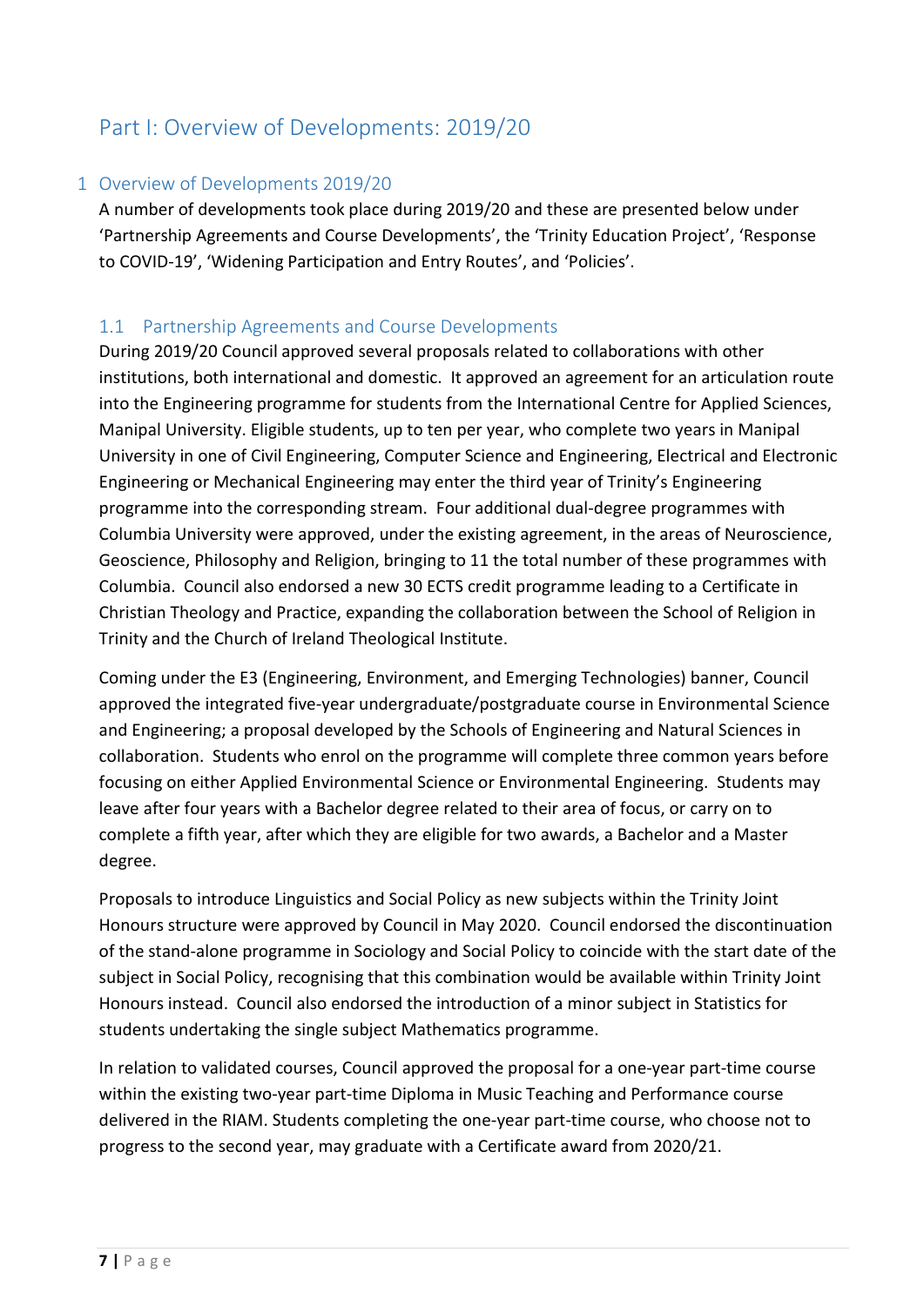# Part I: Overview of Developments: 2019/20

## 1 Overview of Developments 2019/20

A number of developments took place during 2019/20 and these are presented below under 'Partnership Agreements and Course Developments', the 'Trinity Education Project', 'Response to COVID-19', 'Widening Participation and Entry Routes', and 'Policies'.

### 1.1 Partnership Agreements and Course Developments

During 2019/20 Council approved several proposals related to collaborations with other institutions, both international and domestic. It approved an agreement for an articulation route into the Engineering programme for students from the International Centre for Applied Sciences, Manipal University. Eligible students, up to ten per year, who complete two years in Manipal University in one of Civil Engineering, Computer Science and Engineering, Electrical and Electronic Engineering or Mechanical Engineering may enter the third year of Trinity's Engineering programme into the corresponding stream. Four additional dual-degree programmes with Columbia University were approved, under the existing agreement, in the areas of Neuroscience, Geoscience, Philosophy and Religion, bringing to 11 the total number of these programmes with Columbia. Council also endorsed a new 30 ECTS credit programme leading to a Certificate in Christian Theology and Practice, expanding the collaboration between the School of Religion in Trinity and the Church of Ireland Theological Institute.

Coming under the E3 (Engineering, Environment, and Emerging Technologies) banner, Council approved the integrated five-year undergraduate/postgraduate course in Environmental Science and Engineering; a proposal developed by the Schools of Engineering and Natural Sciences in collaboration. Students who enrol on the programme will complete three common years before focusing on either Applied Environmental Science or Environmental Engineering. Students may leave after four years with a Bachelor degree related to their area of focus, or carry on to complete a fifth year, after which they are eligible for two awards, a Bachelor and a Master degree.

Proposals to introduce Linguistics and Social Policy as new subjects within the Trinity Joint Honours structure were approved by Council in May 2020. Council endorsed the discontinuation of the stand-alone programme in Sociology and Social Policy to coincide with the start date of the subject in Social Policy, recognising that this combination would be available within Trinity Joint Honours instead. Council also endorsed the introduction of a minor subject in Statistics for students undertaking the single subject Mathematics programme.

In relation to validated courses, Council approved the proposal for a one-year part-time course within the existing two-year part-time Diploma in Music Teaching and Performance course delivered in the RIAM. Students completing the one-year part-time course, who choose not to progress to the second year, may graduate with a Certificate award from 2020/21.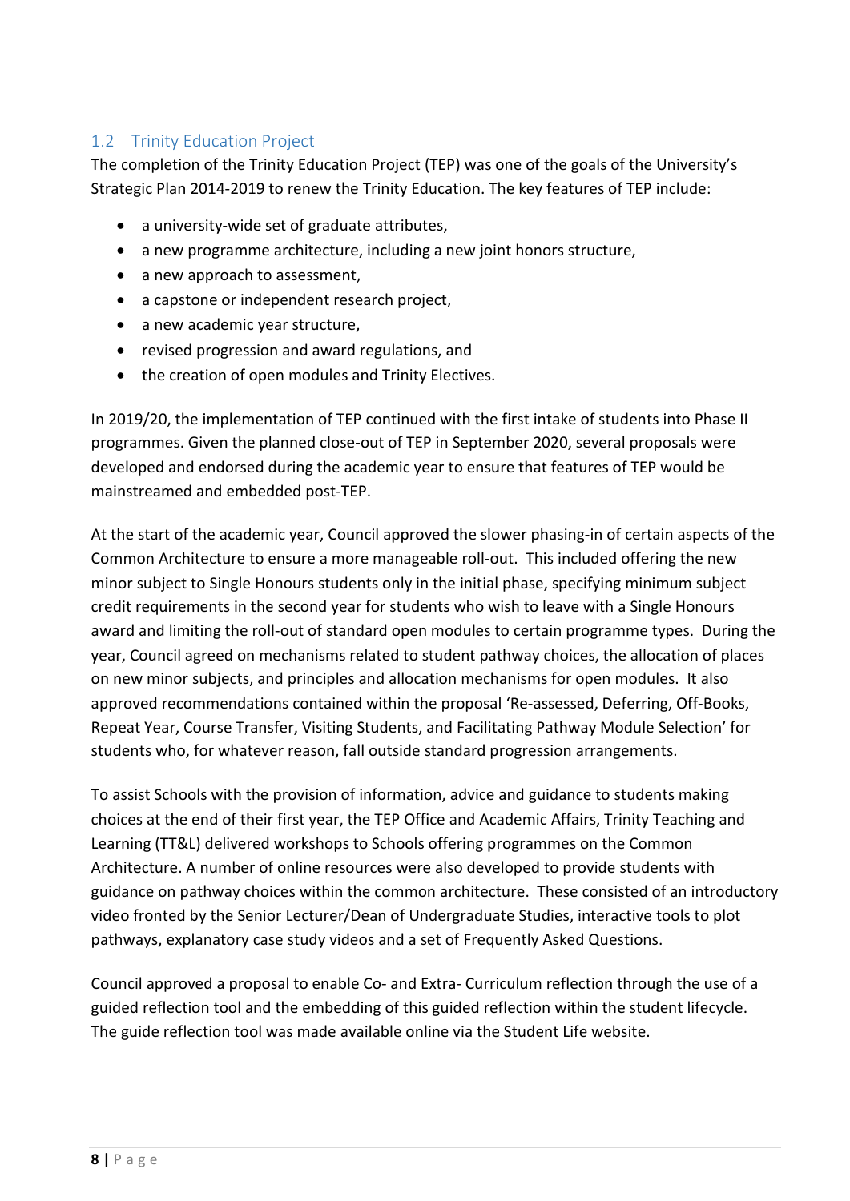## 1.2 Trinity Education Project

The completion of the Trinity Education Project (TEP) was one of the goals of the University's Strategic Plan 2014-2019 to renew the Trinity Education. The key features of TEP include:

- a university-wide set of graduate attributes,
- a new programme architecture, including a new joint honors structure,
- a new approach to assessment,
- a capstone or independent research project,
- a new academic year structure,
- revised progression and award regulations, and
- the creation of open modules and Trinity Electives.

In 2019/20, the implementation of TEP continued with the first intake of students into Phase II programmes. Given the planned close-out of TEP in September 2020, several proposals were developed and endorsed during the academic year to ensure that features of TEP would be mainstreamed and embedded post-TEP.

At the start of the academic year, Council approved the slower phasing-in of certain aspects of the Common Architecture to ensure a more manageable roll-out. This included offering the new minor subject to Single Honours students only in the initial phase, specifying minimum subject credit requirements in the second year for students who wish to leave with a Single Honours award and limiting the roll-out of standard open modules to certain programme types. During the year, Council agreed on mechanisms related to student pathway choices, the allocation of places on new minor subjects, and principles and allocation mechanisms for open modules. It also approved recommendations contained within the proposal 'Re-assessed, Deferring, Off-Books, Repeat Year, Course Transfer, Visiting Students, and Facilitating Pathway Module Selection' for students who, for whatever reason, fall outside standard progression arrangements.

To assist Schools with the provision of information, advice and guidance to students making choices at the end of their first year, the TEP Office and Academic Affairs, Trinity Teaching and Learning (TT&L) delivered workshops to Schools offering programmes on the Common Architecture. A number of online resources were also developed to provide students with guidance on pathway choices within the common architecture. These consisted of an introductory video fronted by the Senior Lecturer/Dean of Undergraduate Studies, interactive tools to plot pathways, explanatory case study videos and a set of Frequently Asked Questions.

Council approved a proposal to enable Co- and Extra- Curriculum reflection through the use of a guided reflection tool and the embedding of this guided reflection within the student lifecycle. The guide reflection tool was made available online via the Student Life website.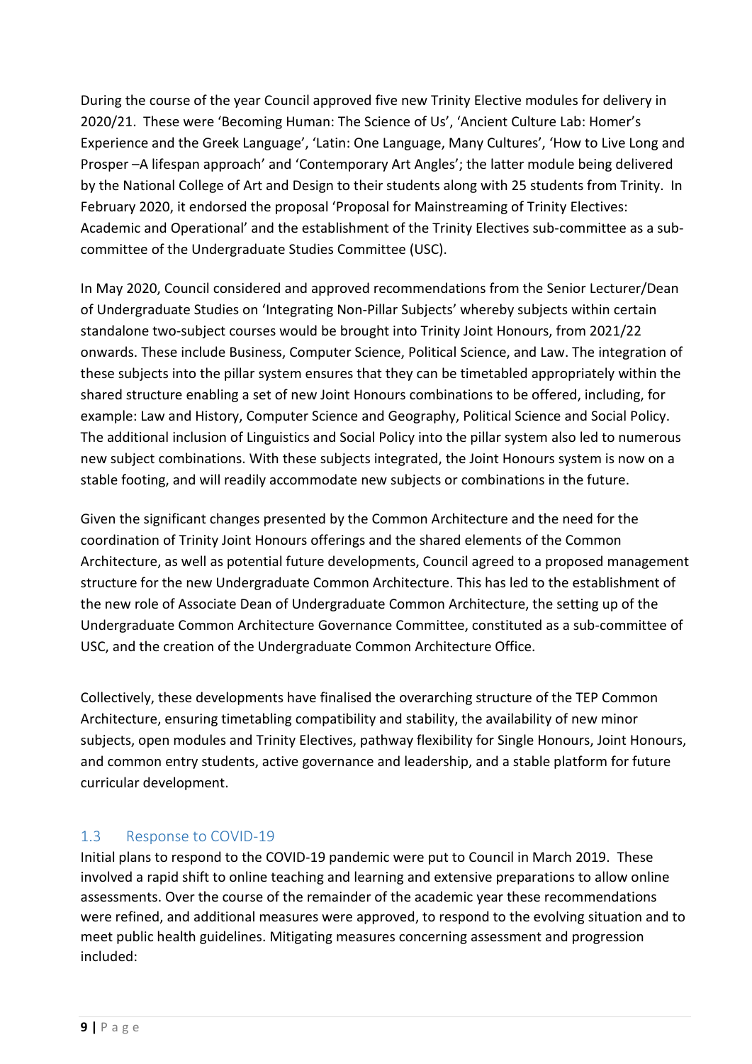During the course of the year Council approved five new Trinity Elective modules for delivery in 2020/21. These were 'Becoming Human: The Science of Us', 'Ancient Culture Lab: Homer's Experience and the Greek Language', 'Latin: One Language, Many Cultures', 'How to Live Long and Prosper –A lifespan approach' and 'Contemporary Art Angles'; the latter module being delivered by the National College of Art and Design to their students along with 25 students from Trinity. In February 2020, it endorsed the proposal 'Proposal for Mainstreaming of Trinity Electives: Academic and Operational' and the establishment of the Trinity Electives sub-committee as a sub-committee of the Undergraduate Studies Committee (USC).

In May 2020, Council considered and approved recommendations from the Senior Lecturer/Dean of Undergraduate Studies on 'Integrating Non-Pillar Subjects' whereby subjects within certain standalone two-subject courses would be brought into Trinity Joint Honours, from 2021/22 onwards. These include Business, Computer Science, Political Science, and Law. The integration of these subjects into the pillar system ensures that they can be timetabled appropriately within the shared structure enabling a set of new Joint Honours combinations to be offered, including, for example: Law and History, Computer Science and Geography, Political Science and Social Policy. The additional inclusion of Linguistics and Social Policy into the pillar system also led to numerous new subject combinations. With these subjects integrated, the Joint Honours system is now on a stable footing, and will readily accommodate new subjects or combinations in the future.

Given the significant changes presented by the Common Architecture and the need for the coordination of Trinity Joint Honours offerings and the shared elements of the Common Architecture, as well as potential future developments, Council agreed to a proposed management structure for the new Undergraduate Common Architecture. This has led to the establishment of the new role of Associate Dean of Undergraduate Common Architecture, the setting up of the Undergraduate Common Architecture Governance Committee, constituted as a sub-committee of USC, and the creation of the Undergraduate Common Architecture Office.

Collectively, these developments have finalised the overarching structure of the TEP Common Architecture, ensuring timetabling compatibility and stability, the availability of new minor subjects, open modules and Trinity Electives, pathway flexibility for Single Honours, Joint Honours, and common entry students, active governance and leadership, and a stable platform for future curricular development.

## 1.3 Response to COVID-19

Initial plans to respond to the COVID-19 pandemic were put to Council in March 2019. These involved a rapid shift to online teaching and learning and extensive preparations to allow online assessments. Over the course of the remainder of the academic year these recommendations were refined, and additional measures were approved, to respond to the evolving situation and to meet public health guidelines. Mitigating measures concerning assessment and progression included: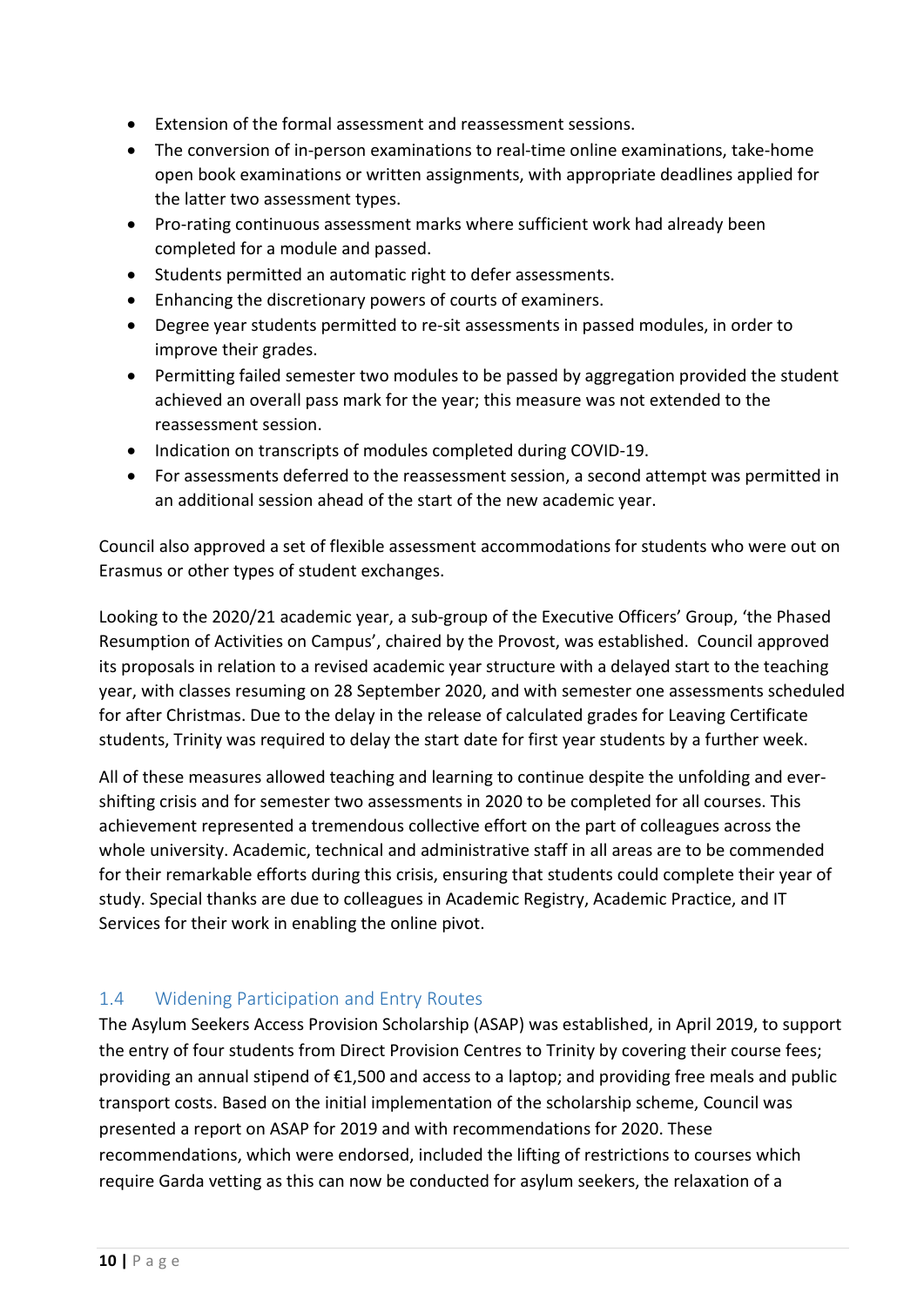- Extension of the formal assessment and reassessment sessions.
- The conversion of in-person examinations to real-time online examinations, take-home open book examinations or written assignments, with appropriate deadlines applied for the latter two assessment types.
- Pro-rating continuous assessment marks where sufficient work had already been completed for a module and passed.
- Students permitted an automatic right to defer assessments.
- Enhancing the discretionary powers of courts of examiners.
- Degree year students permitted to re-sit assessments in passed modules, in order to improve their grades.
- Permitting failed semester two modules to be passed by aggregation provided the student achieved an overall pass mark for the year; this measure was not extended to the reassessment session.
- Indication on transcripts of modules completed during COVID-19.
- For assessments deferred to the reassessment session, a second attempt was permitted in an additional session ahead of the start of the new academic year.

Council also approved a set of flexible assessment accommodations for students who were out on Erasmus or other types of student exchanges.

Looking to the 2020/21 academic year, a sub-group of the Executive Officers' Group, 'the Phased Resumption of Activities on Campus', chaired by the Provost, was established. Council approved its proposals in relation to a revised academic year structure with a delayed start to the teaching year, with classes resuming on 28 September 2020, and with semester one assessments scheduled for after Christmas. Due to the delay in the release of calculated grades for Leaving Certificate students, Trinity was required to delay the start date for first year students by a further week.

All of these measures allowed teaching and learning to continue despite the unfolding and ever-shifting crisis and for semester two assessments in 2020 to be completed for all courses. This achievement represented a tremendous collective effort on the part of colleagues across the whole university. Academic, technical and administrative staff in all areas are to be commended for their remarkable efforts during this crisis, ensuring that students could complete their year of study. Special thanks are due to colleagues in Academic Registry, Academic Practice, and IT Services for their work in enabling the online pivot.

## 1.4 Widening Participation and Entry Routes

The Asylum Seekers Access Provision Scholarship (ASAP) was established, in April 2019, to support the entry of four students from Direct Provision Centres to Trinity by covering their course fees; providing an annual stipend of €1,500 and access to a laptop; and providing free meals and public transport costs. Based on the initial implementation of the scholarship scheme, Council was presented a report on ASAP for 2019 and with recommendations for 2020. These recommendations, which were endorsed, included the lifting of restrictions to courses which require Garda vetting as this can now be conducted for asylum seekers, the relaxation of a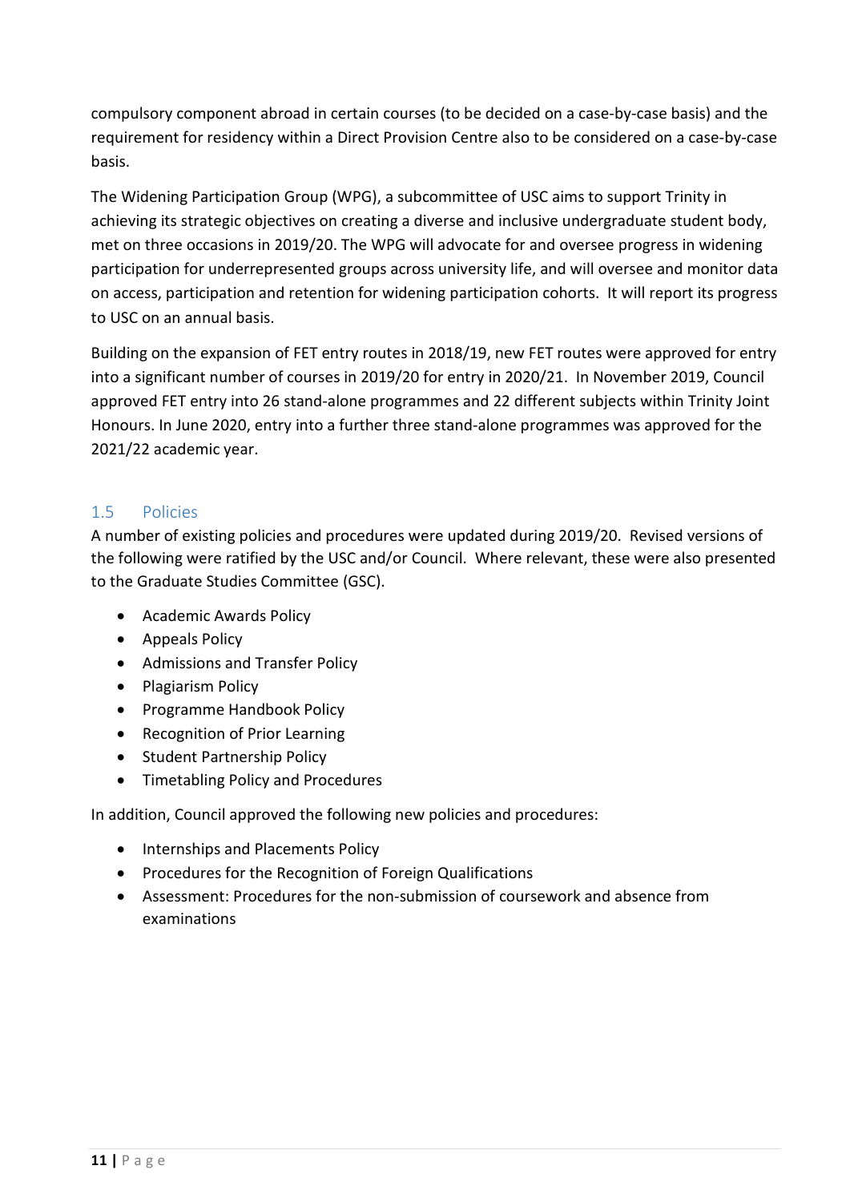compulsory component abroad in certain courses (to be decided on a case-by-case basis) and the requirement for residency within a Direct Provision Centre also to be considered on a case-by-case basis.

The Widening Participation Group (WPG), a subcommittee of USC aims to support Trinity in achieving its strategic objectives on creating a diverse and inclusive undergraduate student body, met on three occasions in 2019/20. The WPG will advocate for and oversee progress in widening participation for underrepresented groups across university life, and will oversee and monitor data on access, participation and retention for widening participation cohorts. It will report its progress to USC on an annual basis.

Building on the expansion of FET entry routes in 2018/19, new FET routes were approved for entry into a significant number of courses in 2019/20 for entry in 2020/21. In November 2019, Council approved FET entry into 26 stand-alone programmes and 22 different subjects within Trinity Joint Honours. In June 2020, entry into a further three stand-alone programmes was approved for the 2021/22 academic year.

## 1.5 Policies

A number of existing policies and procedures were updated during 2019/20. Revised versions of the following were ratified by the USC and/or Council. Where relevant, these were also presented to the Graduate Studies Committee (GSC).

- Academic Awards Policy
- Appeals Policy
- Admissions and Transfer Policy
- Plagiarism Policy
- Programme Handbook Policy
- Recognition of Prior Learning
- Student Partnership Policy
- Timetabling Policy and Procedures

In addition, Council approved the following new policies and procedures:

- Internships and Placements Policy
- Procedures for the Recognition of Foreign Qualifications
- Assessment: Procedures for the non-submission of coursework and absence from examinations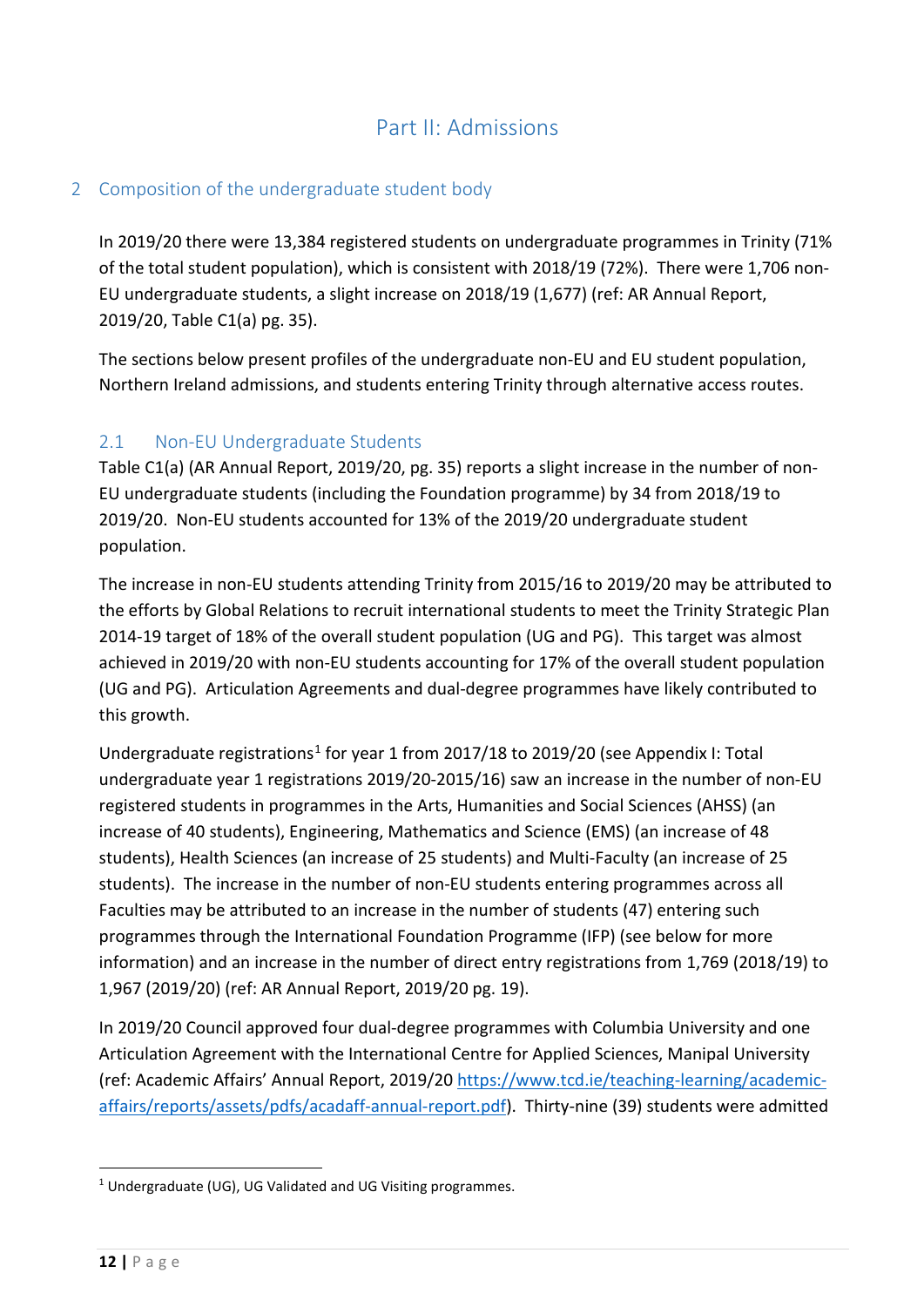# Part II: Admissions

## 2 Composition of the undergraduate student body

In 2019/20 there were 13,384 registered students on undergraduate programmes in Trinity (71% of the total student population), which is consistent with 2018/19 (72%). There were 1,706 non-EU undergraduate students, a slight increase on 2018/19 (1,677) (ref: AR Annual Report, 2019/20, Table C1(a) pg. 35).

The sections below present profiles of the undergraduate non-EU and EU student population, Northern Ireland admissions, and students entering Trinity through alternative access routes.

### 2.1 Non-EU Undergraduate Students

Table C1(a) (AR Annual Report, 2019/20, pg. 35) reports a slight increase in the number of non-EU undergraduate students (including the Foundation programme) by 34 from 2018/19 to 2019/20. Non-EU students accounted for 13% of the 2019/20 undergraduate student population.

The increase in non-EU students attending Trinity from 2015/16 to 2019/20 may be attributed to the efforts by Global Relations to recruit international students to meet the Trinity Strategic Plan 2014-19 target of 18% of the overall student population (UG and PG). This target was almost achieved in 2019/20 with non-EU students accounting for 17% of the overall student population (UG and PG). Articulation Agreements and dual-degree programmes have likely contributed to this growth.

Undergraduate registrations[1] for year 1 from 2017/18 to 2019/20 (see Appendix I: Total undergraduate year 1 registrations 2019/20-2015/16) saw an increase in the number of non-EU registered students in programmes in the Arts, Humanities and Social Sciences (AHSS) (an increase of 40 students), Engineering, Mathematics and Science (EMS) (an increase of 48 students), Health Sciences (an increase of 25 students) and Multi-Faculty (an increase of 25 students). The increase in the number of non-EU students entering programmes across all Faculties may be attributed to an increase in the number of students (47) entering such programmes through the International Foundation Programme (IFP) (see below for more information) and an increase in the number of direct entry registrations from 1,769 (2018/19) to 1,967 (2019/20) (ref: AR Annual Report, 2019/20 pg. 19).

In 2019/20 Council approved four dual-degree programmes with Columbia University and one Articulation Agreement with the International Centre for Applied Sciences, Manipal University (ref: Academic Affairs' Annual Report, 2019/20 https://www.tcd.ie/teaching-learning/academic-affairs/reports/assets/pdfs/acadaff-annual-report.pdf). Thirty-nine (39) students were admitted

[1] Undergraduate (UG), UG Validated and UG Visiting programmes.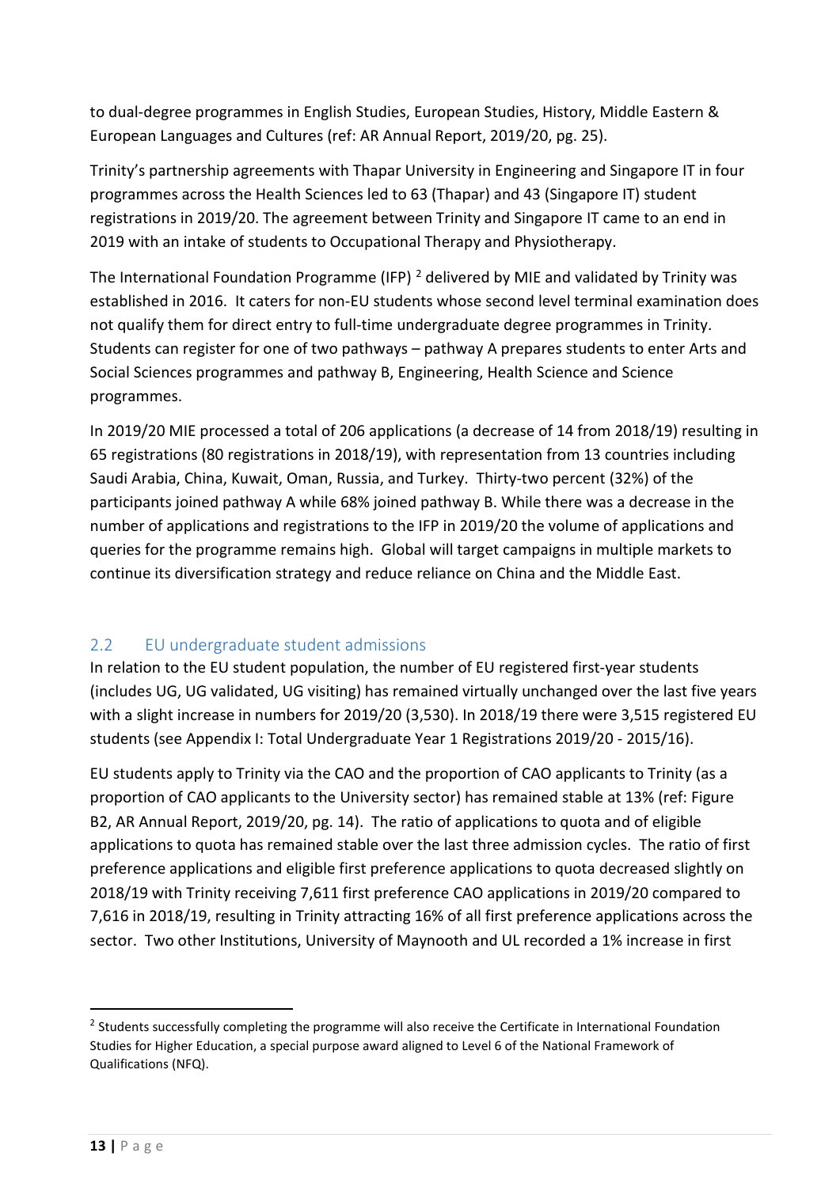to dual-degree programmes in English Studies, European Studies, History, Middle Eastern & European Languages and Cultures (ref: AR Annual Report, 2019/20, pg. 25).

Trinity's partnership agreements with Thapar University in Engineering and Singapore IT in four programmes across the Health Sciences led to 63 (Thapar) and 43 (Singapore IT) student registrations in 2019/20. The agreement between Trinity and Singapore IT came to an end in 2019 with an intake of students to Occupational Therapy and Physiotherapy.

The International Foundation Programme (IFP) [2] delivered by MIE and validated by Trinity was established in 2016. It caters for non-EU students whose second level terminal examination does not qualify them for direct entry to full-time undergraduate degree programmes in Trinity. Students can register for one of two pathways – pathway A prepares students to enter Arts and Social Sciences programmes and pathway B, Engineering, Health Science and Science programmes.

In 2019/20 MIE processed a total of 206 applications (a decrease of 14 from 2018/19) resulting in 65 registrations (80 registrations in 2018/19), with representation from 13 countries including Saudi Arabia, China, Kuwait, Oman, Russia, and Turkey. Thirty-two percent (32%) of the participants joined pathway A while 68% joined pathway B. While there was a decrease in the number of applications and registrations to the IFP in 2019/20 the volume of applications and queries for the programme remains high. Global will target campaigns in multiple markets to continue its diversification strategy and reduce reliance on China and the Middle East.

## 2.2 EU undergraduate student admissions

In relation to the EU student population, the number of EU registered first-year students (includes UG, UG validated, UG visiting) has remained virtually unchanged over the last five years with a slight increase in numbers for 2019/20 (3,530). In 2018/19 there were 3,515 registered EU students (see Appendix I: Total Undergraduate Year 1 Registrations 2019/20 - 2015/16).

EU students apply to Trinity via the CAO and the proportion of CAO applicants to Trinity (as a proportion of CAO applicants to the University sector) has remained stable at 13% (ref: Figure B2, AR Annual Report, 2019/20, pg. 14). The ratio of applications to quota and of eligible applications to quota has remained stable over the last three admission cycles. The ratio of first preference applications and eligible first preference applications to quota decreased slightly on 2018/19 with Trinity receiving 7,611 first preference CAO applications in 2019/20 compared to 7,616 in 2018/19, resulting in Trinity attracting 16% of all first preference applications across the sector. Two other Institutions, University of Maynooth and UL recorded a 1% increase in first

[2] Students successfully completing the programme will also receive the Certificate in International Foundation Studies for Higher Education, a special purpose award aligned to Level 6 of the National Framework of Qualifications (NFQ).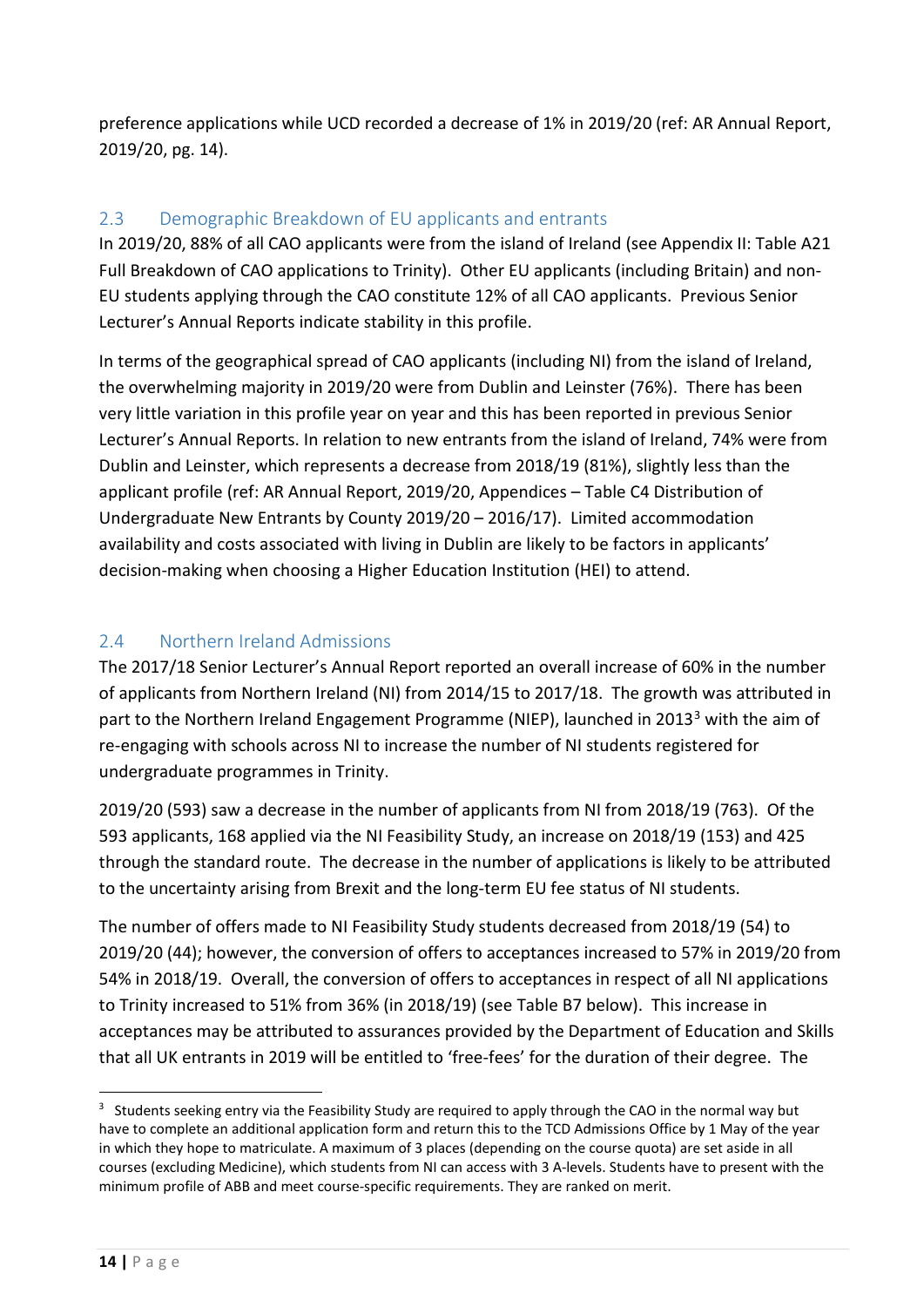preference applications while UCD recorded a decrease of 1% in 2019/20 (ref: AR Annual Report, 2019/20, pg. 14).

## 2.3 Demographic Breakdown of EU applicants and entrants

In 2019/20, 88% of all CAO applicants were from the island of Ireland (see Appendix II: Table A21 Full Breakdown of CAO applications to Trinity). Other EU applicants (including Britain) and non-EU students applying through the CAO constitute 12% of all CAO applicants. Previous Senior Lecturer's Annual Reports indicate stability in this profile.

In terms of the geographical spread of CAO applicants (including NI) from the island of Ireland, the overwhelming majority in 2019/20 were from Dublin and Leinster (76%). There has been very little variation in this profile year on year and this has been reported in previous Senior Lecturer's Annual Reports. In relation to new entrants from the island of Ireland, 74% were from Dublin and Leinster, which represents a decrease from 2018/19 (81%), slightly less than the applicant profile (ref: AR Annual Report, 2019/20, Appendices – Table C4 Distribution of Undergraduate New Entrants by County 2019/20 – 2016/17). Limited accommodation availability and costs associated with living in Dublin are likely to be factors in applicants' decision-making when choosing a Higher Education Institution (HEI) to attend.

## 2.4 Northern Ireland Admissions

The 2017/18 Senior Lecturer's Annual Report reported an overall increase of 60% in the number of applicants from Northern Ireland (NI) from 2014/15 to 2017/18. The growth was attributed in part to the Northern Ireland Engagement Programme (NIEP), launched in 2013[3] with the aim of re-engaging with schools across NI to increase the number of NI students registered for undergraduate programmes in Trinity.

2019/20 (593) saw a decrease in the number of applicants from NI from 2018/19 (763). Of the 593 applicants, 168 applied via the NI Feasibility Study, an increase on 2018/19 (153) and 425 through the standard route. The decrease in the number of applications is likely to be attributed to the uncertainty arising from Brexit and the long-term EU fee status of NI students.

The number of offers made to NI Feasibility Study students decreased from 2018/19 (54) to 2019/20 (44); however, the conversion of offers to acceptances increased to 57% in 2019/20 from 54% in 2018/19. Overall, the conversion of offers to acceptances in respect of all NI applications to Trinity increased to 51% from 36% (in 2018/19) (see Table B7 below). This increase in acceptances may be attributed to assurances provided by the Department of Education and Skills that all UK entrants in 2019 will be entitled to 'free-fees' for the duration of their degree. The

---

[3] Students seeking entry via the Feasibility Study are required to apply through the CAO in the normal way but have to complete an additional application form and return this to the TCD Admissions Office by 1 May of the year in which they hope to matriculate. A maximum of 3 places (depending on the course quota) are set aside in all courses (excluding Medicine), which students from NI can access with 3 A-levels. Students have to present with the minimum profile of ABB and meet course-specific requirements. They are ranked on merit.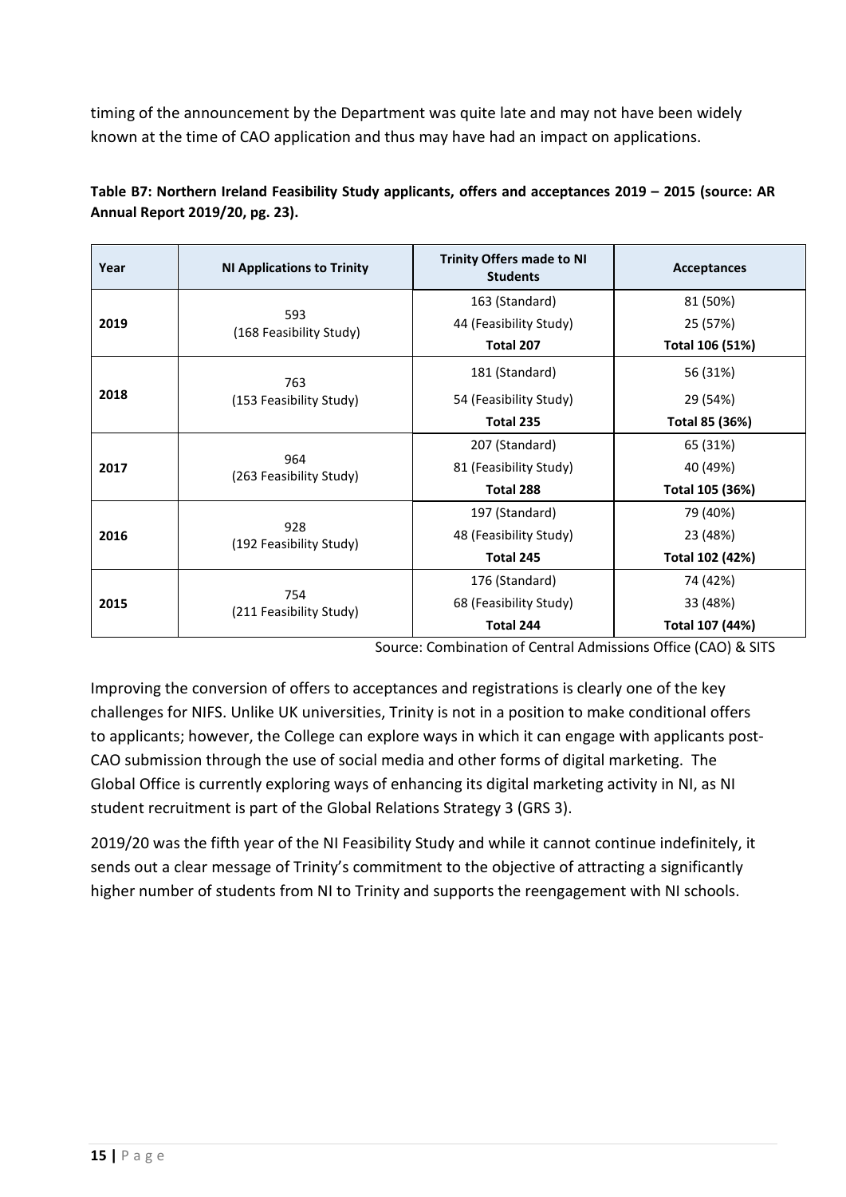timing of the announcement by the Department was quite late and may not have been widely known at the time of CAO application and thus may have had an impact on applications.

**Table B7: Northern Ireland Feasibility Study applicants, offers and acceptances 2019 – 2015 (source: AR Annual Report 2019/20, pg. 23).**

| Year | NI Applications to Trinity | Trinity Offers made to NI Students | Acceptances |
|---|---|---|---|
| **2019** | 593 (168 Feasibility Study) | 163 (Standard) | 81 (50%) |
| | | 44 (Feasibility Study) | 25 (57%) |
| | | **Total 207** | **Total 106 (51%)** |
| **2018** | 763 (153 Feasibility Study) | 181 (Standard) | 56 (31%) |
| | | 54 (Feasibility Study) | 29 (54%) |
| | | **Total 235** | **Total 85 (36%)** |
| **2017** | 964 (263 Feasibility Study) | 207 (Standard) | 65 (31%) |
| | | 81 (Feasibility Study) | 40 (49%) |
| | | **Total 288** | **Total 105 (36%)** |
| **2016** | 928 (192 Feasibility Study) | 197 (Standard) | 79 (40%) |
| | | 48 (Feasibility Study) | 23 (48%) |
| | | **Total 245** | **Total 102 (42%)** |
| **2015** | 754 (211 Feasibility Study) | 176 (Standard) | 74 (42%) |
| | | 68 (Feasibility Study) | 33 (48%) |
| | | **Total 244** | **Total 107 (44%)** |

Source: Combination of Central Admissions Office (CAO) & SITS

Improving the conversion of offers to acceptances and registrations is clearly one of the key challenges for NIFS. Unlike UK universities, Trinity is not in a position to make conditional offers to applicants; however, the College can explore ways in which it can engage with applicants post-CAO submission through the use of social media and other forms of digital marketing. The Global Office is currently exploring ways of enhancing its digital marketing activity in NI, as NI student recruitment is part of the Global Relations Strategy 3 (GRS 3).

2019/20 was the fifth year of the NI Feasibility Study and while it cannot continue indefinitely, it sends out a clear message of Trinity's commitment to the objective of attracting a significantly higher number of students from NI to Trinity and supports the reengagement with NI schools.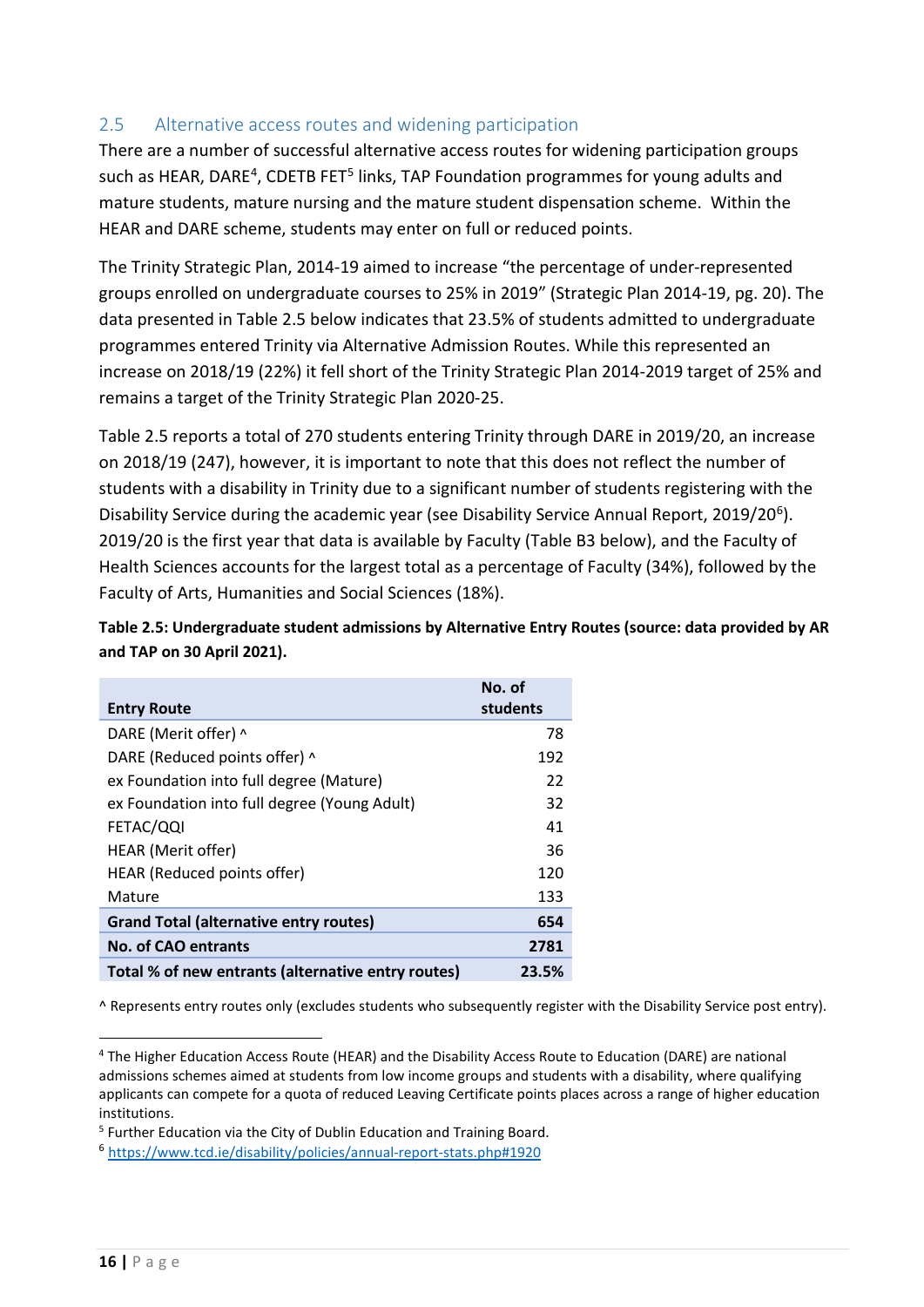## 2.5 Alternative access routes and widening participation

There are a number of successful alternative access routes for widening participation groups such as HEAR, DARE[4], CDETB FET[5] links, TAP Foundation programmes for young adults and mature students, mature nursing and the mature student dispensation scheme. Within the HEAR and DARE scheme, students may enter on full or reduced points.

The Trinity Strategic Plan, 2014-19 aimed to increase "the percentage of under-represented groups enrolled on undergraduate courses to 25% in 2019" (Strategic Plan 2014-19, pg. 20). The data presented in Table 2.5 below indicates that 23.5% of students admitted to undergraduate programmes entered Trinity via Alternative Admission Routes. While this represented an increase on 2018/19 (22%) it fell short of the Trinity Strategic Plan 2014-2019 target of 25% and remains a target of the Trinity Strategic Plan 2020-25.

Table 2.5 reports a total of 270 students entering Trinity through DARE in 2019/20, an increase on 2018/19 (247), however, it is important to note that this does not reflect the number of students with a disability in Trinity due to a significant number of students registering with the Disability Service during the academic year (see Disability Service Annual Report, 2019/20[6]). 2019/20 is the first year that data is available by Faculty (Table B3 below), and the Faculty of Health Sciences accounts for the largest total as a percentage of Faculty (34%), followed by the Faculty of Arts, Humanities and Social Sciences (18%).

**Table 2.5: Undergraduate student admissions by Alternative Entry Routes (source: data provided by AR and TAP on 30 April 2021).**

| Entry Route | No. of students |
|---|---|
| DARE (Merit offer) ^ | 78 |
| DARE (Reduced points offer) ^ | 192 |
| ex Foundation into full degree (Mature) | 22 |
| ex Foundation into full degree (Young Adult) | 32 |
| FETAC/QQI | 41 |
| HEAR (Merit offer) | 36 |
| HEAR (Reduced points offer) | 120 |
| Mature | 133 |
| **Grand Total (alternative entry routes)** | **654** |
| **No. of CAO entrants** | **2781** |
| **Total % of new entrants (alternative entry routes)** | **23.5%** |

^ Represents entry routes only (excludes students who subsequently register with the Disability Service post entry).

---

[4] The Higher Education Access Route (HEAR) and the Disability Access Route to Education (DARE) are national admissions schemes aimed at students from low income groups and students with a disability, where qualifying applicants can compete for a quota of reduced Leaving Certificate points places across a range of higher education institutions.

[5] Further Education via the City of Dublin Education and Training Board.

[6] https://www.tcd.ie/disability/policies/annual-report-stats.php#1920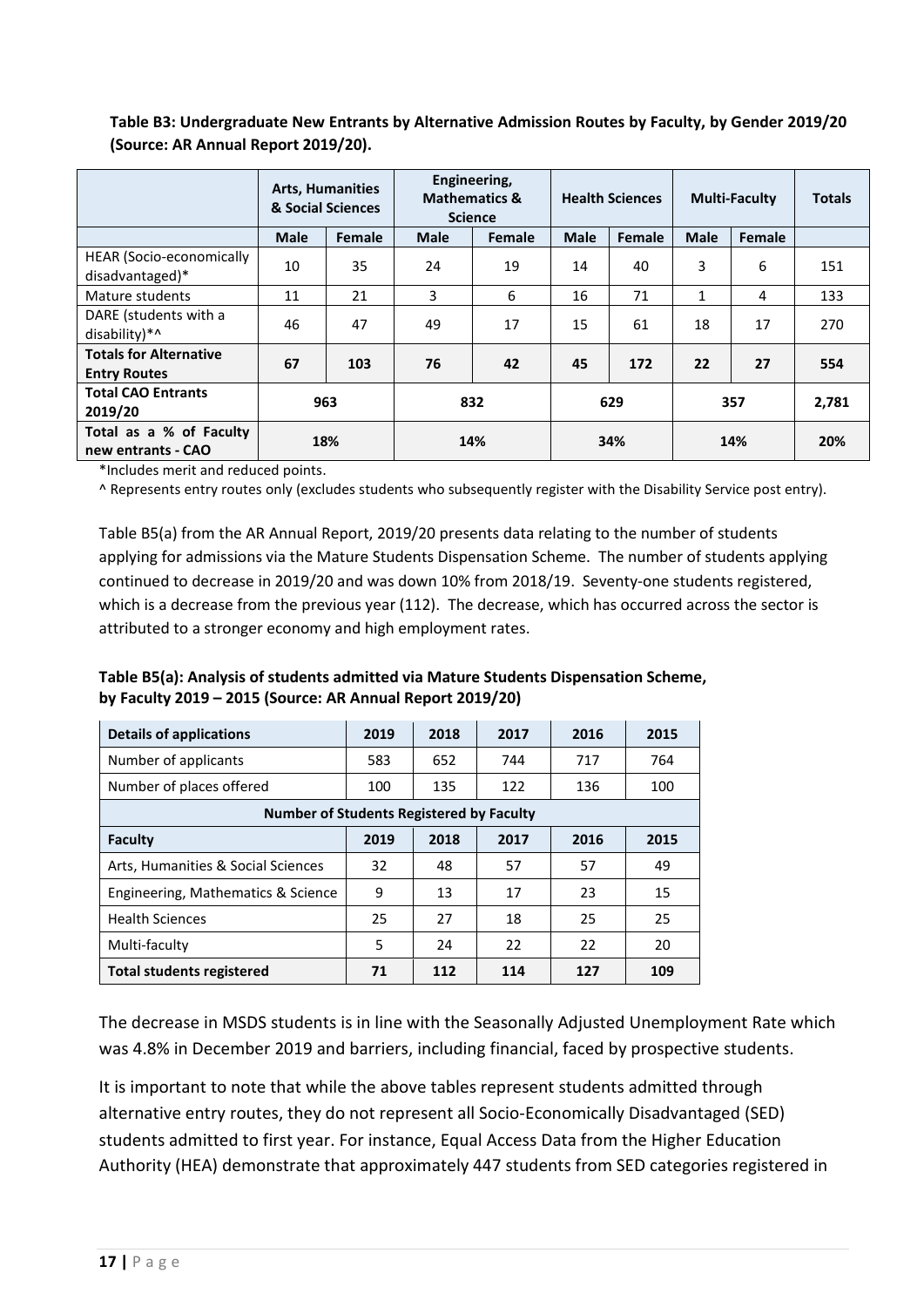**Table B3: Undergraduate New Entrants by Alternative Admission Routes by Faculty, by Gender 2019/20 (Source: AR Annual Report 2019/20).**

| | Arts, Humanities & Social Sciences | | Engineering, Mathematics & Science | | Health Sciences | | Multi-Faculty | | Totals |
|---|---|---|---|---|---|---|---|---|---|
| | Male | Female | Male | Female | Male | Female | Male | Female | |
| HEAR (Socio-economically disadvantaged)* | 10 | 35 | 24 | 19 | 14 | 40 | 3 | 6 | 151 |
| Mature students | 11 | 21 | 3 | 6 | 16 | 71 | 1 | 4 | 133 |
| DARE (students with a disability)*^ | 46 | 47 | 49 | 17 | 15 | 61 | 18 | 17 | 270 |
| **Totals for Alternative Entry Routes** | **67** | **103** | **76** | **42** | **45** | **172** | **22** | **27** | **554** |
| **Total CAO Entrants 2019/20** | **963** | | **832** | | **629** | | **357** | | **2,781** |
| **Total as a % of Faculty new entrants - CAO** | **18%** | | **14%** | | **34%** | | **14%** | | **20%** |

*Includes merit and reduced points.

^ Represents entry routes only (excludes students who subsequently register with the Disability Service post entry).

Table B5(a) from the AR Annual Report, 2019/20 presents data relating to the number of students applying for admissions via the Mature Students Dispensation Scheme. The number of students applying continued to decrease in 2019/20 and was down 10% from 2018/19. Seventy-one students registered, which is a decrease from the previous year (112). The decrease, which has occurred across the sector is attributed to a stronger economy and high employment rates.

**Table B5(a): Analysis of students admitted via Mature Students Dispensation Scheme, by Faculty 2019 – 2015 (Source: AR Annual Report 2019/20)**

| **Details of applications** | **2019** | **2018** | **2017** | **2016** | **2015** |
|---|---|---|---|---|---|
| Number of applicants | 583 | 652 | 744 | 717 | 764 |
| Number of places offered | 100 | 135 | 122 | 136 | 100 |
| **Number of Students Registered by Faculty** | | | | | |
| **Faculty** | **2019** | **2018** | **2017** | **2016** | **2015** |
| Arts, Humanities & Social Sciences | 32 | 48 | 57 | 57 | 49 |
| Engineering, Mathematics & Science | 9 | 13 | 17 | 23 | 15 |
| Health Sciences | 25 | 27 | 18 | 25 | 25 |
| Multi-faculty | 5 | 24 | 22 | 22 | 20 |
| **Total students registered** | **71** | **112** | **114** | **127** | **109** |

The decrease in MSDS students is in line with the Seasonally Adjusted Unemployment Rate which was 4.8% in December 2019 and barriers, including financial, faced by prospective students.

It is important to note that while the above tables represent students admitted through alternative entry routes, they do not represent all Socio-Economically Disadvantaged (SED) students admitted to first year. For instance, Equal Access Data from the Higher Education Authority (HEA) demonstrate that approximately 447 students from SED categories registered in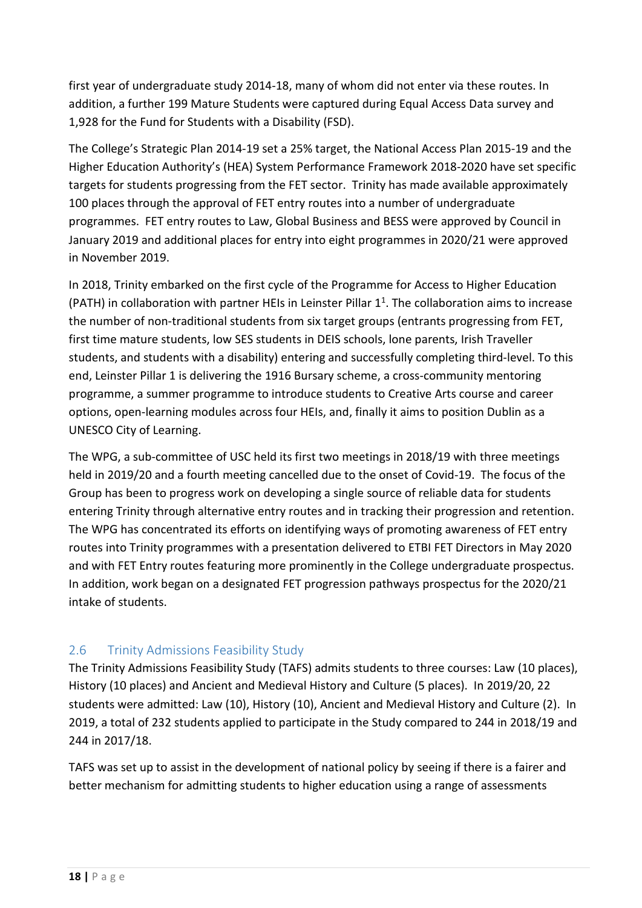first year of undergraduate study 2014-18, many of whom did not enter via these routes. In addition, a further 199 Mature Students were captured during Equal Access Data survey and 1,928 for the Fund for Students with a Disability (FSD).

The College's Strategic Plan 2014-19 set a 25% target, the National Access Plan 2015-19 and the Higher Education Authority's (HEA) System Performance Framework 2018-2020 have set specific targets for students progressing from the FET sector. Trinity has made available approximately 100 places through the approval of FET entry routes into a number of undergraduate programmes. FET entry routes to Law, Global Business and BESS were approved by Council in January 2019 and additional places for entry into eight programmes in 2020/21 were approved in November 2019.

In 2018, Trinity embarked on the first cycle of the Programme for Access to Higher Education (PATH) in collaboration with partner HEIs in Leinster Pillar 1[1]. The collaboration aims to increase the number of non-traditional students from six target groups (entrants progressing from FET, first time mature students, low SES students in DEIS schools, lone parents, Irish Traveller students, and students with a disability) entering and successfully completing third-level. To this end, Leinster Pillar 1 is delivering the 1916 Bursary scheme, a cross-community mentoring programme, a summer programme to introduce students to Creative Arts course and career options, open-learning modules across four HEIs, and, finally it aims to position Dublin as a UNESCO City of Learning.

The WPG, a sub-committee of USC held its first two meetings in 2018/19 with three meetings held in 2019/20 and a fourth meeting cancelled due to the onset of Covid-19. The focus of the Group has been to progress work on developing a single source of reliable data for students entering Trinity through alternative entry routes and in tracking their progression and retention. The WPG has concentrated its efforts on identifying ways of promoting awareness of FET entry routes into Trinity programmes with a presentation delivered to ETBI FET Directors in May 2020 and with FET Entry routes featuring more prominently in the College undergraduate prospectus. In addition, work began on a designated FET progression pathways prospectus for the 2020/21 intake of students.

## 2.6 Trinity Admissions Feasibility Study

The Trinity Admissions Feasibility Study (TAFS) admits students to three courses: Law (10 places), History (10 places) and Ancient and Medieval History and Culture (5 places). In 2019/20, 22 students were admitted: Law (10), History (10), Ancient and Medieval History and Culture (2). In 2019, a total of 232 students applied to participate in the Study compared to 244 in 2018/19 and 244 in 2017/18.

TAFS was set up to assist in the development of national policy by seeing if there is a fairer and better mechanism for admitting students to higher education using a range of assessments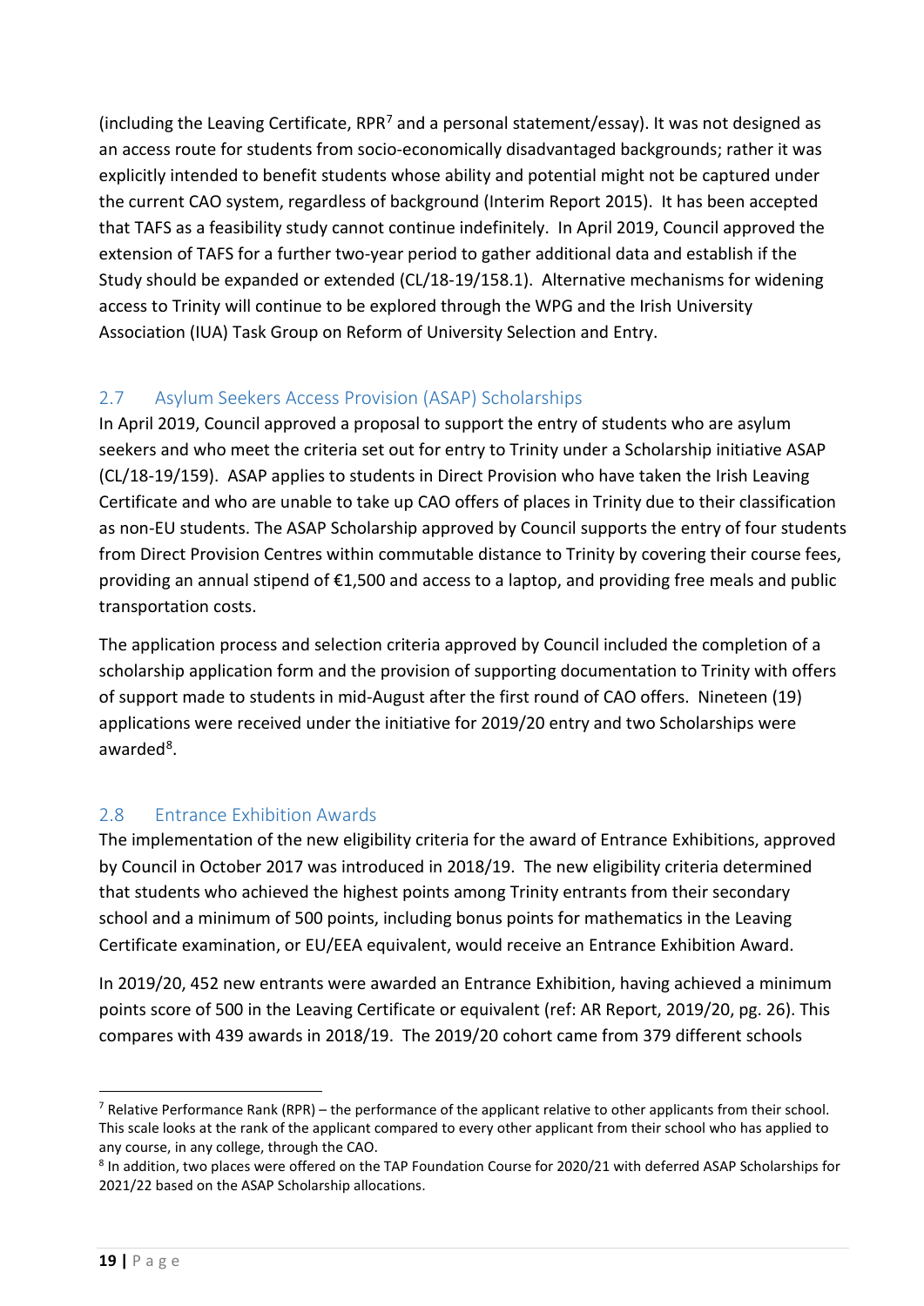(including the Leaving Certificate, RPR[7] and a personal statement/essay). It was not designed as an access route for students from socio-economically disadvantaged backgrounds; rather it was explicitly intended to benefit students whose ability and potential might not be captured under the current CAO system, regardless of background (Interim Report 2015). It has been accepted that TAFS as a feasibility study cannot continue indefinitely. In April 2019, Council approved the extension of TAFS for a further two-year period to gather additional data and establish if the Study should be expanded or extended (CL/18-19/158.1). Alternative mechanisms for widening access to Trinity will continue to be explored through the WPG and the Irish University Association (IUA) Task Group on Reform of University Selection and Entry.

## 2.7 Asylum Seekers Access Provision (ASAP) Scholarships

In April 2019, Council approved a proposal to support the entry of students who are asylum seekers and who meet the criteria set out for entry to Trinity under a Scholarship initiative ASAP (CL/18-19/159). ASAP applies to students in Direct Provision who have taken the Irish Leaving Certificate and who are unable to take up CAO offers of places in Trinity due to their classification as non-EU students. The ASAP Scholarship approved by Council supports the entry of four students from Direct Provision Centres within commutable distance to Trinity by covering their course fees, providing an annual stipend of €1,500 and access to a laptop, and providing free meals and public transportation costs.

The application process and selection criteria approved by Council included the completion of a scholarship application form and the provision of supporting documentation to Trinity with offers of support made to students in mid-August after the first round of CAO offers. Nineteen (19) applications were received under the initiative for 2019/20 entry and two Scholarships were awarded[8].

## 2.8 Entrance Exhibition Awards

The implementation of the new eligibility criteria for the award of Entrance Exhibitions, approved by Council in October 2017 was introduced in 2018/19. The new eligibility criteria determined that students who achieved the highest points among Trinity entrants from their secondary school and a minimum of 500 points, including bonus points for mathematics in the Leaving Certificate examination, or EU/EEA equivalent, would receive an Entrance Exhibition Award.

In 2019/20, 452 new entrants were awarded an Entrance Exhibition, having achieved a minimum points score of 500 in the Leaving Certificate or equivalent (ref: AR Report, 2019/20, pg. 26). This compares with 439 awards in 2018/19. The 2019/20 cohort came from 379 different schools

---

[7] Relative Performance Rank (RPR) – the performance of the applicant relative to other applicants from their school. This scale looks at the rank of the applicant compared to every other applicant from their school who has applied to any course, in any college, through the CAO.

[8] In addition, two places were offered on the TAP Foundation Course for 2020/21 with deferred ASAP Scholarships for 2021/22 based on the ASAP Scholarship allocations.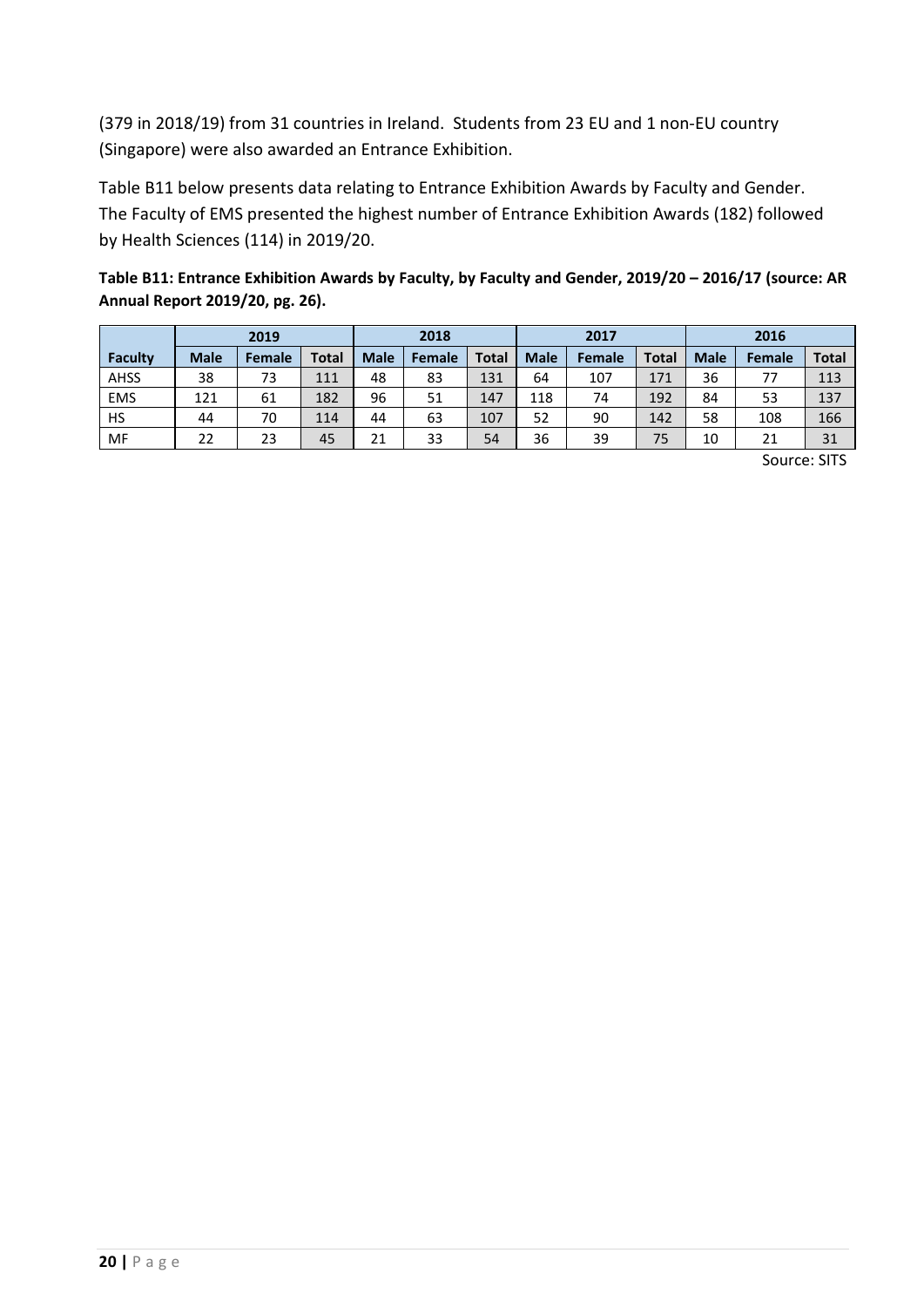(379 in 2018/19) from 31 countries in Ireland. Students from 23 EU and 1 non-EU country (Singapore) were also awarded an Entrance Exhibition.

Table B11 below presents data relating to Entrance Exhibition Awards by Faculty and Gender. The Faculty of EMS presented the highest number of Entrance Exhibition Awards (182) followed by Health Sciences (114) in 2019/20.

**Table B11: Entrance Exhibition Awards by Faculty, by Faculty and Gender, 2019/20 – 2016/17 (source: AR Annual Report 2019/20, pg. 26).**

| | 2019 | | | 2018 | | | 2017 | | | 2016 | | |
|---|---|---|---|---|---|---|---|---|---|---|---|---|
| **Faculty** | **Male** | **Female** | **Total** | **Male** | **Female** | **Total** | **Male** | **Female** | **Total** | **Male** | **Female** | **Total** |
| AHSS | 38 | 73 | 111 | 48 | 83 | 131 | 64 | 107 | 171 | 36 | 77 | 113 |
| EMS | 121 | 61 | 182 | 96 | 51 | 147 | 118 | 74 | 192 | 84 | 53 | 137 |
| HS | 44 | 70 | 114 | 44 | 63 | 107 | 52 | 90 | 142 | 58 | 108 | 166 |
| MF | 22 | 23 | 45 | 21 | 33 | 54 | 36 | 39 | 75 | 10 | 21 | 31 |

Source: SITS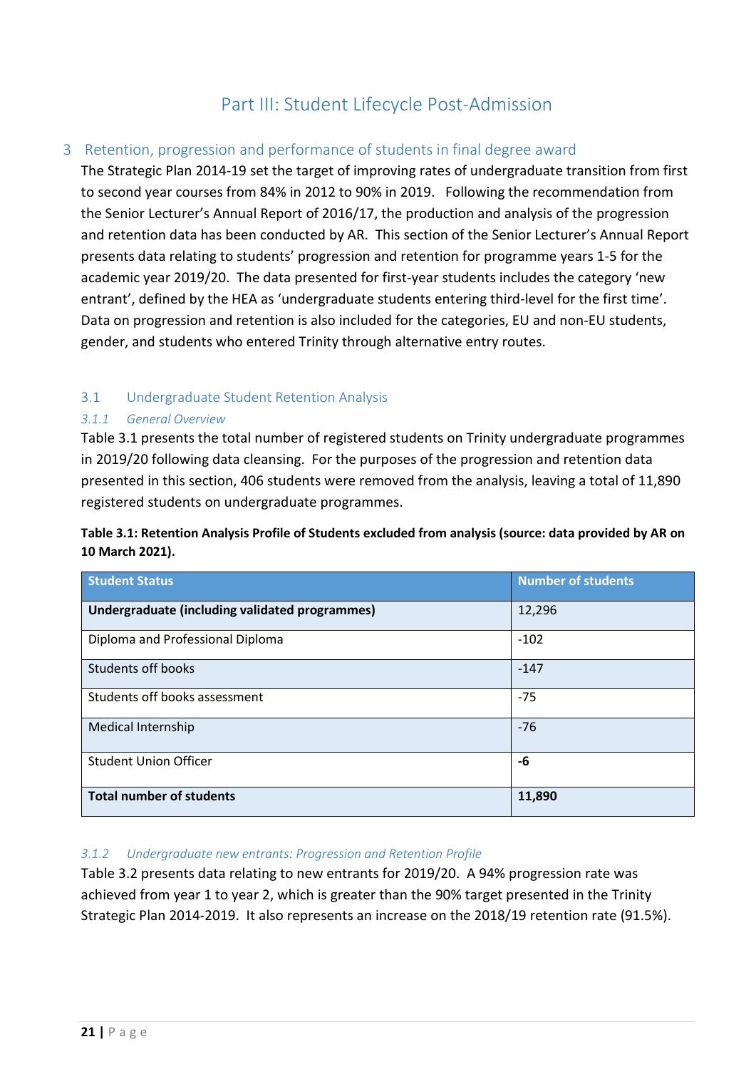# Part III: Student Lifecycle Post-Admission

## 3 Retention, progression and performance of students in final degree award

The Strategic Plan 2014-19 set the target of improving rates of undergraduate transition from first to second year courses from 84% in 2012 to 90% in 2019. Following the recommendation from the Senior Lecturer's Annual Report of 2016/17, the production and analysis of the progression and retention data has been conducted by AR. This section of the Senior Lecturer's Annual Report presents data relating to students' progression and retention for programme years 1-5 for the academic year 2019/20. The data presented for first-year students includes the category 'new entrant', defined by the HEA as 'undergraduate students entering third-level for the first time'. Data on progression and retention is also included for the categories, EU and non-EU students, gender, and students who entered Trinity through alternative entry routes.

### 3.1 Undergraduate Student Retention Analysis

#### *3.1.1 General Overview*

Table 3.1 presents the total number of registered students on Trinity undergraduate programmes in 2019/20 following data cleansing. For the purposes of the progression and retention data presented in this section, 406 students were removed from the analysis, leaving a total of 11,890 registered students on undergraduate programmes.

**Table 3.1: Retention Analysis Profile of Students excluded from analysis (source: data provided by AR on 10 March 2021).**

| Student Status | Number of students |
|---|---|
| **Undergraduate (including validated programmes)** | 12,296 |
| Diploma and Professional Diploma | -102 |
| Students off books | -147 |
| Students off books assessment | -75 |
| Medical Internship | -76 |
| Student Union Officer | **-6** |
| **Total number of students** | **11,890** |

#### *3.1.2 Undergraduate new entrants: Progression and Retention Profile*

Table 3.2 presents data relating to new entrants for 2019/20. A 94% progression rate was achieved from year 1 to year 2, which is greater than the 90% target presented in the Trinity Strategic Plan 2014-2019. It also represents an increase on the 2018/19 retention rate (91.5%).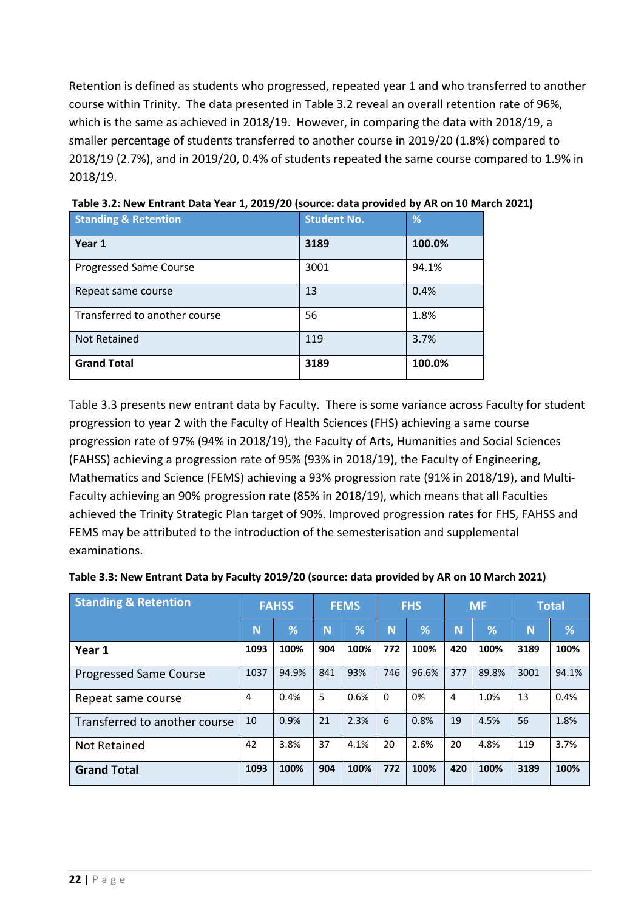Retention is defined as students who progressed, repeated year 1 and who transferred to another course within Trinity. The data presented in Table 3.2 reveal an overall retention rate of 96%, which is the same as achieved in 2018/19. However, in comparing the data with 2018/19, a smaller percentage of students transferred to another course in 2019/20 (1.8%) compared to 2018/19 (2.7%), and in 2019/20, 0.4% of students repeated the same course compared to 1.9% in 2018/19.

**Table 3.2: New Entrant Data Year 1, 2019/20 (source: data provided by AR on 10 March 2021)**

| Standing & Retention | Student No. | % |
|---|---|---|
| **Year 1** | **3189** | **100.0%** |
| Progressed Same Course | 3001 | 94.1% |
| Repeat same course | 13 | 0.4% |
| Transferred to another course | 56 | 1.8% |
| Not Retained | 119 | 3.7% |
| **Grand Total** | **3189** | **100.0%** |

Table 3.3 presents new entrant data by Faculty. There is some variance across Faculty for student progression to year 2 with the Faculty of Health Sciences (FHS) achieving a same course progression rate of 97% (94% in 2018/19), the Faculty of Arts, Humanities and Social Sciences (FAHSS) achieving a progression rate of 95% (93% in 2018/19), the Faculty of Engineering, Mathematics and Science (FEMS) achieving a 93% progression rate (91% in 2018/19), and Multi-Faculty achieving an 90% progression rate (85% in 2018/19), which means that all Faculties achieved the Trinity Strategic Plan target of 90%. Improved progression rates for FHS, FAHSS and FEMS may be attributed to the introduction of the semesterisation and supplemental examinations.

**Table 3.3: New Entrant Data by Faculty 2019/20 (source: data provided by AR on 10 March 2021)**

| Standing & Retention | FAHSS | | FEMS | | FHS | | MF | | Total | |
|---|---|---|---|---|---|---|---|---|---|---|
| | N | % | N | % | N | % | N | % | N | % |
| **Year 1** | **1093** | **100%** | **904** | **100%** | **772** | **100%** | **420** | **100%** | **3189** | **100%** |
| Progressed Same Course | 1037 | 94.9% | 841 | 93% | 746 | 96.6% | 377 | 89.8% | 3001 | 94.1% |
| Repeat same course | 4 | 0.4% | 5 | 0.6% | 0 | 0% | 4 | 1.0% | 13 | 0.4% |
| Transferred to another course | 10 | 0.9% | 21 | 2.3% | 6 | 0.8% | 19 | 4.5% | 56 | 1.8% |
| Not Retained | 42 | 3.8% | 37 | 4.1% | 20 | 2.6% | 20 | 4.8% | 119 | 3.7% |
| **Grand Total** | **1093** | **100%** | **904** | **100%** | **772** | **100%** | **420** | **100%** | **3189** | **100%** |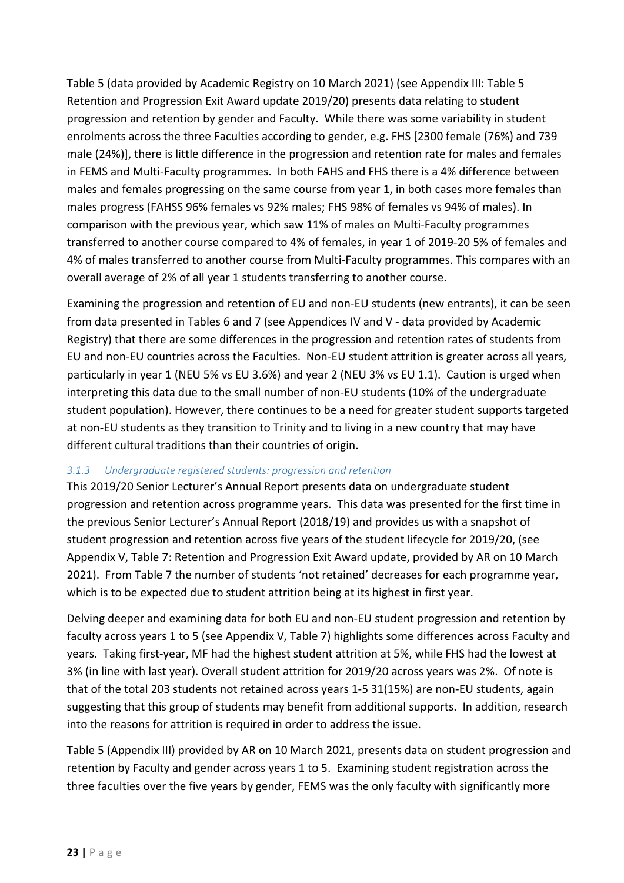Table 5 (data provided by Academic Registry on 10 March 2021) (see Appendix III: Table 5 Retention and Progression Exit Award update 2019/20) presents data relating to student progression and retention by gender and Faculty. While there was some variability in student enrolments across the three Faculties according to gender, e.g. FHS [2300 female (76%) and 739 male (24%)], there is little difference in the progression and retention rate for males and females in FEMS and Multi-Faculty programmes. In both FAHS and FHS there is a 4% difference between males and females progressing on the same course from year 1, in both cases more females than males progress (FAHSS 96% females vs 92% males; FHS 98% of females vs 94% of males). In comparison with the previous year, which saw 11% of males on Multi-Faculty programmes transferred to another course compared to 4% of females, in year 1 of 2019-20 5% of females and 4% of males transferred to another course from Multi-Faculty programmes. This compares with an overall average of 2% of all year 1 students transferring to another course.

Examining the progression and retention of EU and non-EU students (new entrants), it can be seen from data presented in Tables 6 and 7 (see Appendices IV and V - data provided by Academic Registry) that there are some differences in the progression and retention rates of students from EU and non-EU countries across the Faculties. Non-EU student attrition is greater across all years, particularly in year 1 (NEU 5% vs EU 3.6%) and year 2 (NEU 3% vs EU 1.1). Caution is urged when interpreting this data due to the small number of non-EU students (10% of the undergraduate student population). However, there continues to be a need for greater student supports targeted at non-EU students as they transition to Trinity and to living in a new country that may have different cultural traditions than their countries of origin.

### *3.1.3 Undergraduate registered students: progression and retention*

This 2019/20 Senior Lecturer's Annual Report presents data on undergraduate student progression and retention across programme years. This data was presented for the first time in the previous Senior Lecturer's Annual Report (2018/19) and provides us with a snapshot of student progression and retention across five years of the student lifecycle for 2019/20, (see Appendix V, Table 7: Retention and Progression Exit Award update, provided by AR on 10 March 2021). From Table 7 the number of students 'not retained' decreases for each programme year, which is to be expected due to student attrition being at its highest in first year.

Delving deeper and examining data for both EU and non-EU student progression and retention by faculty across years 1 to 5 (see Appendix V, Table 7) highlights some differences across Faculty and years. Taking first-year, MF had the highest student attrition at 5%, while FHS had the lowest at 3% (in line with last year). Overall student attrition for 2019/20 across years was 2%. Of note is that of the total 203 students not retained across years 1-5 31(15%) are non-EU students, again suggesting that this group of students may benefit from additional supports. In addition, research into the reasons for attrition is required in order to address the issue.

Table 5 (Appendix III) provided by AR on 10 March 2021, presents data on student progression and retention by Faculty and gender across years 1 to 5. Examining student registration across the three faculties over the five years by gender, FEMS was the only faculty with significantly more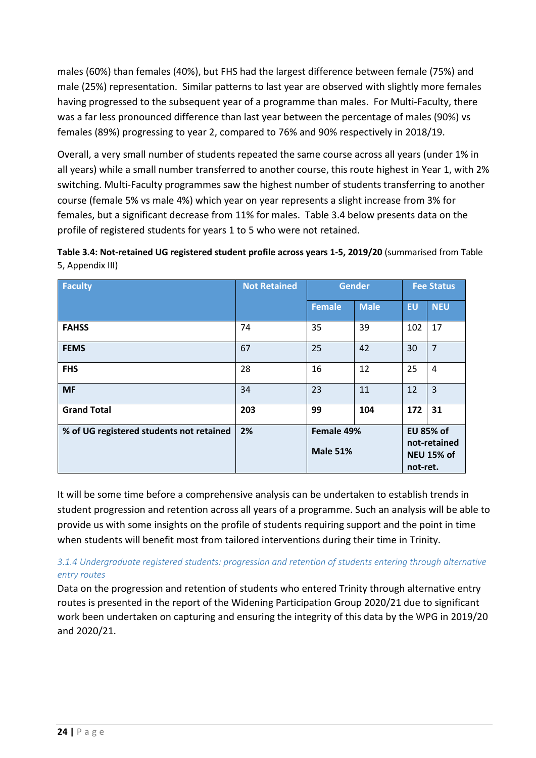males (60%) than females (40%), but FHS had the largest difference between female (75%) and male (25%) representation. Similar patterns to last year are observed with slightly more females having progressed to the subsequent year of a programme than males. For Multi-Faculty, there was a far less pronounced difference than last year between the percentage of males (90%) vs females (89%) progressing to year 2, compared to 76% and 90% respectively in 2018/19.

Overall, a very small number of students repeated the same course across all years (under 1% in all years) while a small number transferred to another course, this route highest in Year 1, with 2% switching. Multi-Faculty programmes saw the highest number of students transferring to another course (female 5% vs male 4%) which year on year represents a slight increase from 3% for females, but a significant decrease from 11% for males. Table 3.4 below presents data on the profile of registered students for years 1 to 5 who were not retained.

**Table 3.4: Not-retained UG registered student profile across years 1-5, 2019/20** (summarised from Table 5, Appendix III)

| Faculty | Not Retained | Gender | | Fee Status | |
|---|---|---|---|---|---|
| | | Female | Male | EU | NEU |
| **FAHSS** | 74 | 35 | 39 | 102 | 17 |
| **FEMS** | 67 | 25 | 42 | 30 | 7 |
| **FHS** | 28 | 16 | 12 | 25 | 4 |
| **MF** | 34 | 23 | 11 | 12 | 3 |
| **Grand Total** | **203** | **99** | **104** | **172** | **31** |
| **% of UG registered students not retained** | **2%** | **Female 49%** **Male 51%** | | **EU 85% of not-retained** **NEU 15% of not-ret.** | |

It will be some time before a comprehensive analysis can be undertaken to establish trends in student progression and retention across all years of a programme. Such an analysis will be able to provide us with some insights on the profile of students requiring support and the point in time when students will benefit most from tailored interventions during their time in Trinity.

### *3.1.4 Undergraduate registered students: progression and retention of students entering through alternative entry routes*

Data on the progression and retention of students who entered Trinity through alternative entry routes is presented in the report of the Widening Participation Group 2020/21 due to significant work been undertaken on capturing and ensuring the integrity of this data by the WPG in 2019/20 and 2020/21.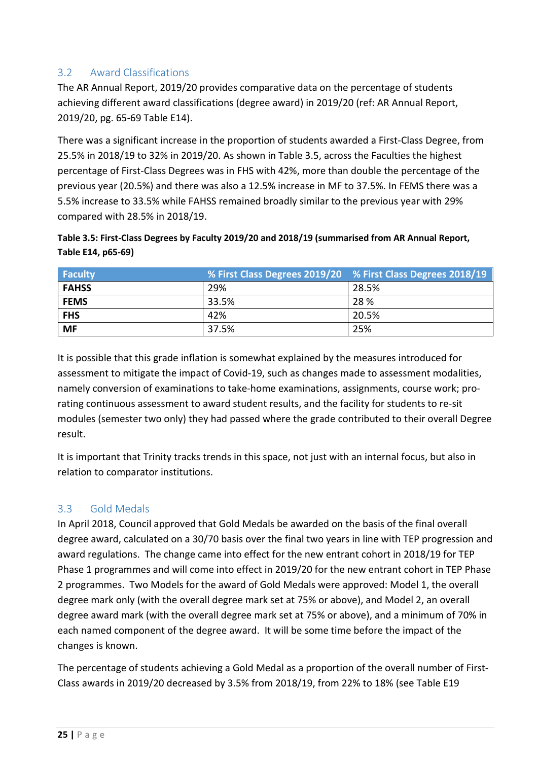### 3.2 Award Classifications

The AR Annual Report, 2019/20 provides comparative data on the percentage of students achieving different award classifications (degree award) in 2019/20 (ref: AR Annual Report, 2019/20, pg. 65-69 Table E14).

There was a significant increase in the proportion of students awarded a First-Class Degree, from 25.5% in 2018/19 to 32% in 2019/20. As shown in Table 3.5, across the Faculties the highest percentage of First-Class Degrees was in FHS with 42%, more than double the percentage of the previous year (20.5%) and there was also a 12.5% increase in MF to 37.5%. In FEMS there was a 5.5% increase to 33.5% while FAHSS remained broadly similar to the previous year with 29% compared with 28.5% in 2018/19.

**Table 3.5: First-Class Degrees by Faculty 2019/20 and 2018/19 (summarised from AR Annual Report, Table E14, p65-69)**

| Faculty | % First Class Degrees 2019/20 | % First Class Degrees 2018/19 |
|---|---|---|
| **FAHSS** | 29% | 28.5% |
| **FEMS** | 33.5% | 28 % |
| **FHS** | 42% | 20.5% |
| **MF** | 37.5% | 25% |

It is possible that this grade inflation is somewhat explained by the measures introduced for assessment to mitigate the impact of Covid-19, such as changes made to assessment modalities, namely conversion of examinations to take-home examinations, assignments, course work; pro-rating continuous assessment to award student results, and the facility for students to re-sit modules (semester two only) they had passed where the grade contributed to their overall Degree result.

It is important that Trinity tracks trends in this space, not just with an internal focus, but also in relation to comparator institutions.

### 3.3 Gold Medals

In April 2018, Council approved that Gold Medals be awarded on the basis of the final overall degree award, calculated on a 30/70 basis over the final two years in line with TEP progression and award regulations. The change came into effect for the new entrant cohort in 2018/19 for TEP Phase 1 programmes and will come into effect in 2019/20 for the new entrant cohort in TEP Phase 2 programmes. Two Models for the award of Gold Medals were approved: Model 1, the overall degree mark only (with the overall degree mark set at 75% or above), and Model 2, an overall degree award mark (with the overall degree mark set at 75% or above), and a minimum of 70% in each named component of the degree award. It will be some time before the impact of the changes is known.

The percentage of students achieving a Gold Medal as a proportion of the overall number of First-Class awards in 2019/20 decreased by 3.5% from 2018/19, from 22% to 18% (see Table E19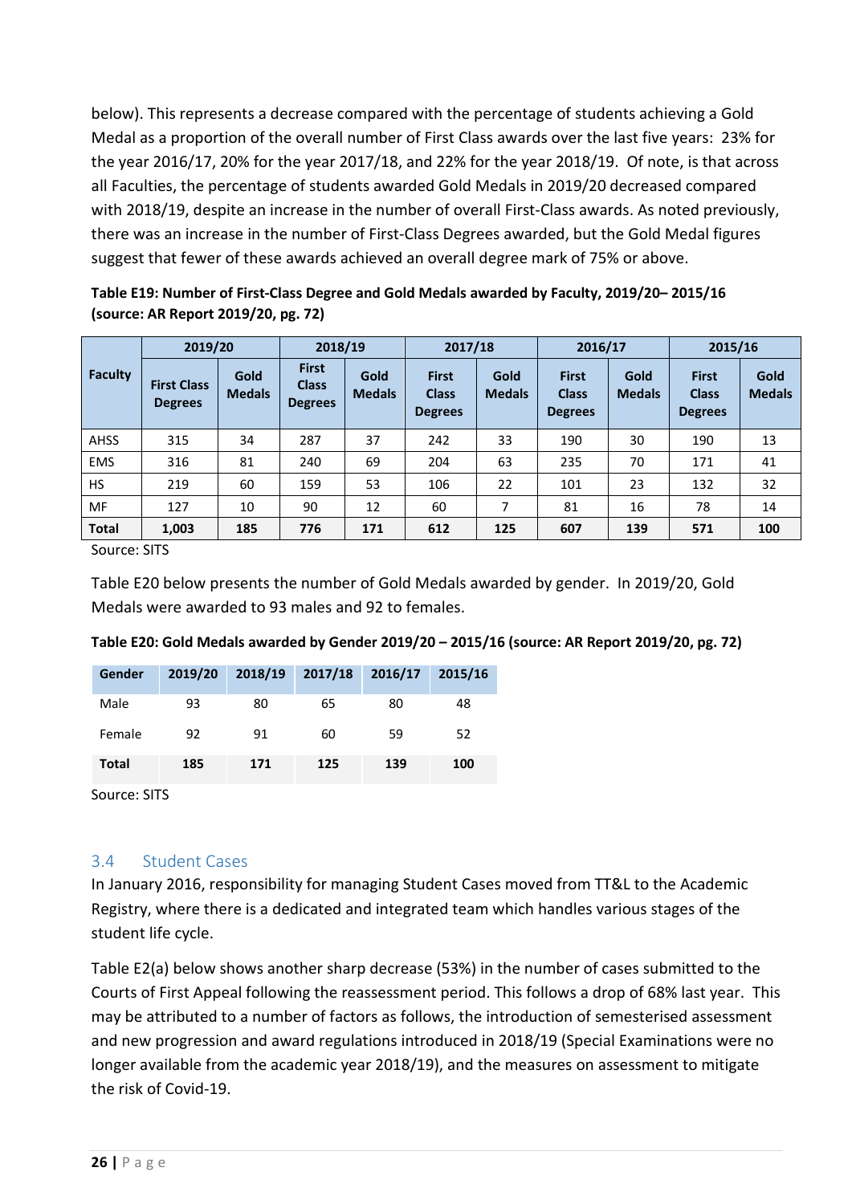below). This represents a decrease compared with the percentage of students achieving a Gold Medal as a proportion of the overall number of First Class awards over the last five years: 23% for the year 2016/17, 20% for the year 2017/18, and 22% for the year 2018/19. Of note, is that across all Faculties, the percentage of students awarded Gold Medals in 2019/20 decreased compared with 2018/19, despite an increase in the number of overall First-Class awards. As noted previously, there was an increase in the number of First-Class Degrees awarded, but the Gold Medal figures suggest that fewer of these awards achieved an overall degree mark of 75% or above.

**Table E19: Number of First-Class Degree and Gold Medals awarded by Faculty, 2019/20– 2015/16 (source: AR Report 2019/20, pg. 72)**

| Faculty | 2019/20 | | 2018/19 | | 2017/18 | | 2016/17 | | 2015/16 | |
|---|---|---|---|---|---|---|---|---|---|---|
| | First Class Degrees | Gold Medals | First Class Degrees | Gold Medals | First Class Degrees | Gold Medals | First Class Degrees | Gold Medals | First Class Degrees | Gold Medals |
| AHSS | 315 | 34 | 287 | 37 | 242 | 33 | 190 | 30 | 190 | 13 |
| EMS | 316 | 81 | 240 | 69 | 204 | 63 | 235 | 70 | 171 | 41 |
| HS | 219 | 60 | 159 | 53 | 106 | 22 | 101 | 23 | 132 | 32 |
| MF | 127 | 10 | 90 | 12 | 60 | 7 | 81 | 16 | 78 | 14 |
| **Total** | **1,003** | **185** | **776** | **171** | **612** | **125** | **607** | **139** | **571** | **100** |

Source: SITS

Table E20 below presents the number of Gold Medals awarded by gender. In 2019/20, Gold Medals were awarded to 93 males and 92 to females.

**Table E20: Gold Medals awarded by Gender 2019/20 – 2015/16 (source: AR Report 2019/20, pg. 72)**

| Gender | 2019/20 | 2018/19 | 2017/18 | 2016/17 | 2015/16 |
|---|---|---|---|---|---|
| Male | 93 | 80 | 65 | 80 | 48 |
| Female | 92 | 91 | 60 | 59 | 52 |
| **Total** | **185** | **171** | **125** | **139** | **100** |

Source: SITS

## 3.4 Student Cases

In January 2016, responsibility for managing Student Cases moved from TT&L to the Academic Registry, where there is a dedicated and integrated team which handles various stages of the student life cycle.

Table E2(a) below shows another sharp decrease (53%) in the number of cases submitted to the Courts of First Appeal following the reassessment period. This follows a drop of 68% last year. This may be attributed to a number of factors as follows, the introduction of semesterised assessment and new progression and award regulations introduced in 2018/19 (Special Examinations were no longer available from the academic year 2018/19), and the measures on assessment to mitigate the risk of Covid-19.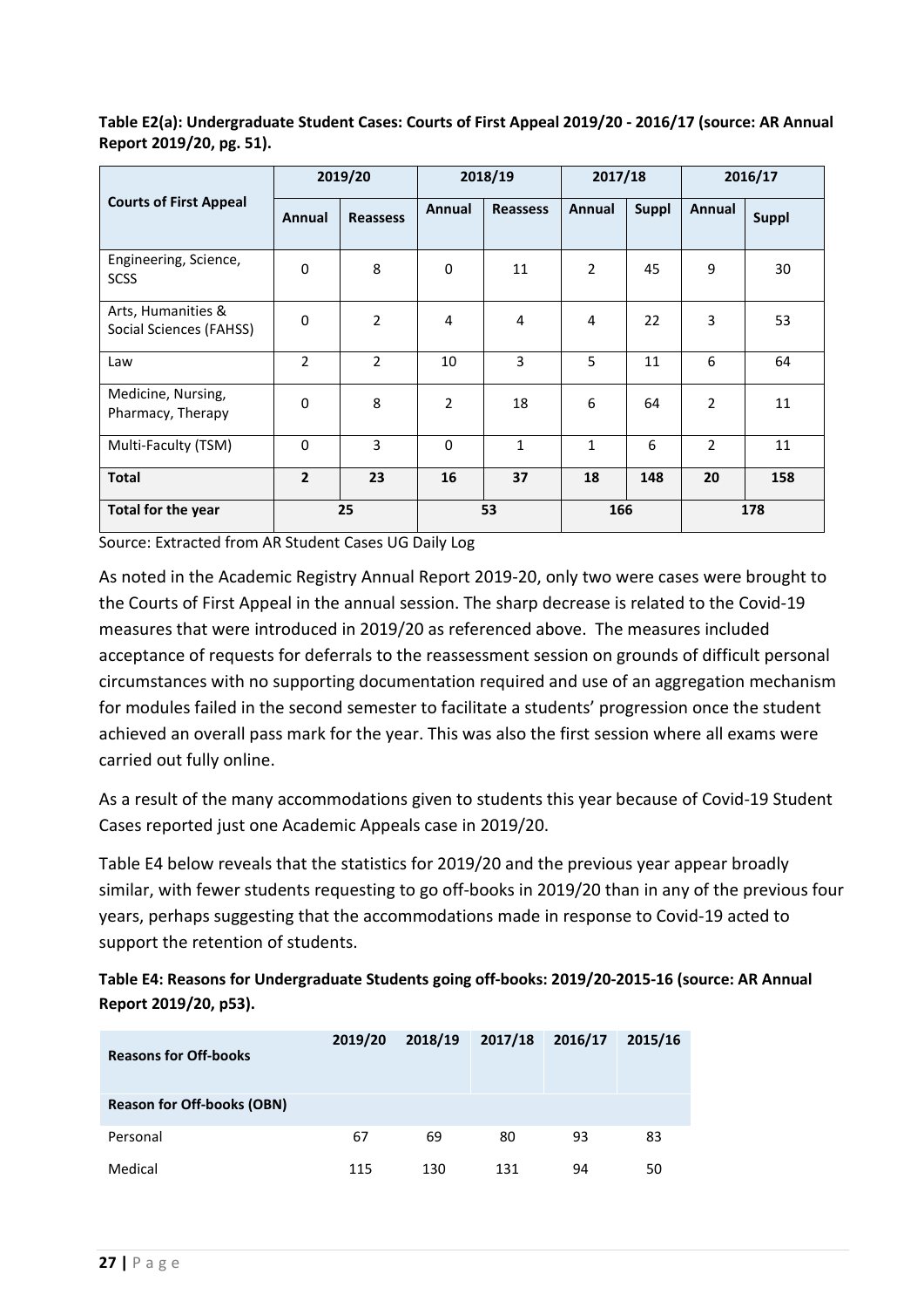**Table E2(a): Undergraduate Student Cases: Courts of First Appeal 2019/20 - 2016/17 (source: AR Annual Report 2019/20, pg. 51).**

| Courts of First Appeal | 2019/20 | | 2018/19 | | 2017/18 | | 2016/17 | |
|---|---|---|---|---|---|---|---|---|
| | Annual | Reassess | Annual | Reassess | Annual | Suppl | Annual | Suppl |
| Engineering, Science, SCSS | 0 | 8 | 0 | 11 | 2 | 45 | 9 | 30 |
| Arts, Humanities & Social Sciences (FAHSS) | 0 | 2 | 4 | 4 | 4 | 22 | 3 | 53 |
| Law | 2 | 2 | 10 | 3 | 5 | 11 | 6 | 64 |
| Medicine, Nursing, Pharmacy, Therapy | 0 | 8 | 2 | 18 | 6 | 64 | 2 | 11 |
| Multi-Faculty (TSM) | 0 | 3 | 0 | 1 | 1 | 6 | 2 | 11 |
| **Total** | **2** | **23** | **16** | **37** | **18** | **148** | **20** | **158** |
| **Total for the year** | 25 | | 53 | | 166 | | 178 | |

Source: Extracted from AR Student Cases UG Daily Log

As noted in the Academic Registry Annual Report 2019-20, only two were cases were brought to the Courts of First Appeal in the annual session. The sharp decrease is related to the Covid-19 measures that were introduced in 2019/20 as referenced above. The measures included acceptance of requests for deferrals to the reassessment session on grounds of difficult personal circumstances with no supporting documentation required and use of an aggregation mechanism for modules failed in the second semester to facilitate a students' progression once the student achieved an overall pass mark for the year. This was also the first session where all exams were carried out fully online.

As a result of the many accommodations given to students this year because of Covid-19 Student Cases reported just one Academic Appeals case in 2019/20.

Table E4 below reveals that the statistics for 2019/20 and the previous year appear broadly similar, with fewer students requesting to go off-books in 2019/20 than in any of the previous four years, perhaps suggesting that the accommodations made in response to Covid-19 acted to support the retention of students.

**Table E4: Reasons for Undergraduate Students going off-books: 2019/20-2015-16 (source: AR Annual Report 2019/20, p53).**

| Reasons for Off-books | 2019/20 | 2018/19 | 2017/18 | 2016/17 | 2015/16 |
|---|---|---|---|---|---|
| **Reason for Off-books (OBN)** | | | | | |
| Personal | 67 | 69 | 80 | 93 | 83 |
| Medical | 115 | 130 | 131 | 94 | 50 |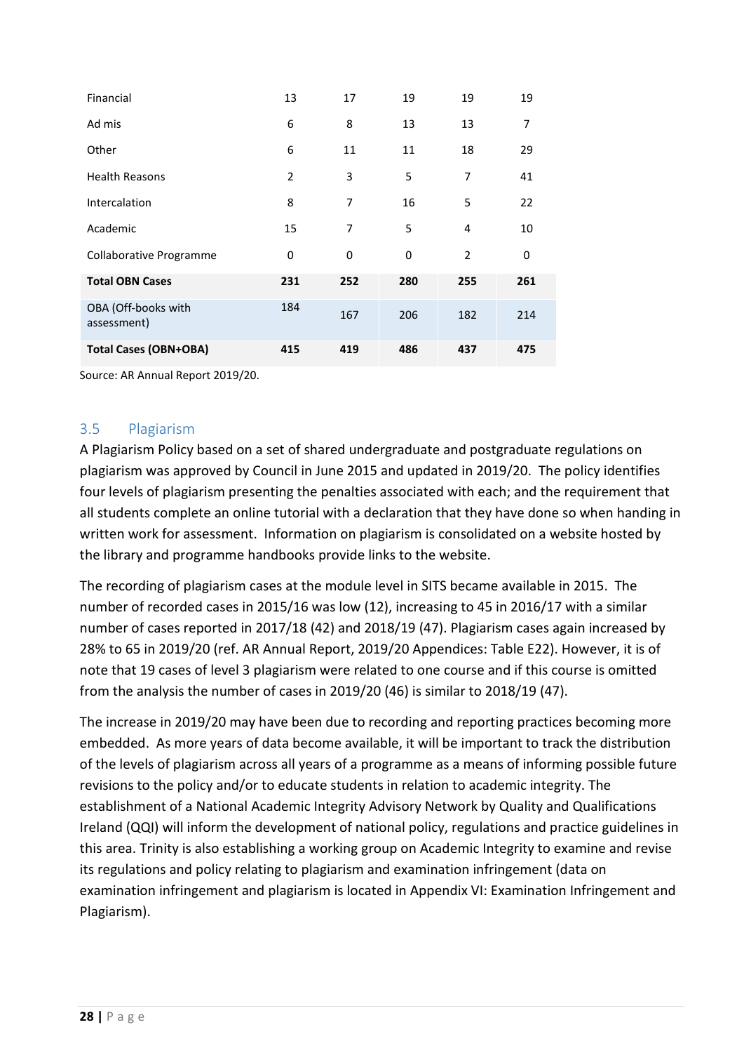| | | | | | |
|---|---|---|---|---|---|
| Financial | 13 | 17 | 19 | 19 | 19 |
| Ad mis | 6 | 8 | 13 | 13 | 7 |
| Other | 6 | 11 | 11 | 18 | 29 |
| Health Reasons | 2 | 3 | 5 | 7 | 41 |
| Intercalation | 8 | 7 | 16 | 5 | 22 |
| Academic | 15 | 7 | 5 | 4 | 10 |
| Collaborative Programme | 0 | 0 | 0 | 2 | 0 |
| **Total OBN Cases** | **231** | **252** | **280** | **255** | **261** |
| OBA (Off-books with assessment) | 184 | 167 | 206 | 182 | 214 |
| **Total Cases (OBN+OBA)** | **415** | **419** | **486** | **437** | **475** |

Source: AR Annual Report 2019/20.

### 3.5 Plagiarism

A Plagiarism Policy based on a set of shared undergraduate and postgraduate regulations on plagiarism was approved by Council in June 2015 and updated in 2019/20. The policy identifies four levels of plagiarism presenting the penalties associated with each; and the requirement that all students complete an online tutorial with a declaration that they have done so when handing in written work for assessment. Information on plagiarism is consolidated on a website hosted by the library and programme handbooks provide links to the website.

The recording of plagiarism cases at the module level in SITS became available in 2015. The number of recorded cases in 2015/16 was low (12), increasing to 45 in 2016/17 with a similar number of cases reported in 2017/18 (42) and 2018/19 (47). Plagiarism cases again increased by 28% to 65 in 2019/20 (ref. AR Annual Report, 2019/20 Appendices: Table E22). However, it is of note that 19 cases of level 3 plagiarism were related to one course and if this course is omitted from the analysis the number of cases in 2019/20 (46) is similar to 2018/19 (47).

The increase in 2019/20 may have been due to recording and reporting practices becoming more embedded. As more years of data become available, it will be important to track the distribution of the levels of plagiarism across all years of a programme as a means of informing possible future revisions to the policy and/or to educate students in relation to academic integrity. The establishment of a National Academic Integrity Advisory Network by Quality and Qualifications Ireland (QQI) will inform the development of national policy, regulations and practice guidelines in this area. Trinity is also establishing a working group on Academic Integrity to examine and revise its regulations and policy relating to plagiarism and examination infringement (data on examination infringement and plagiarism is located in Appendix VI: Examination Infringement and Plagiarism).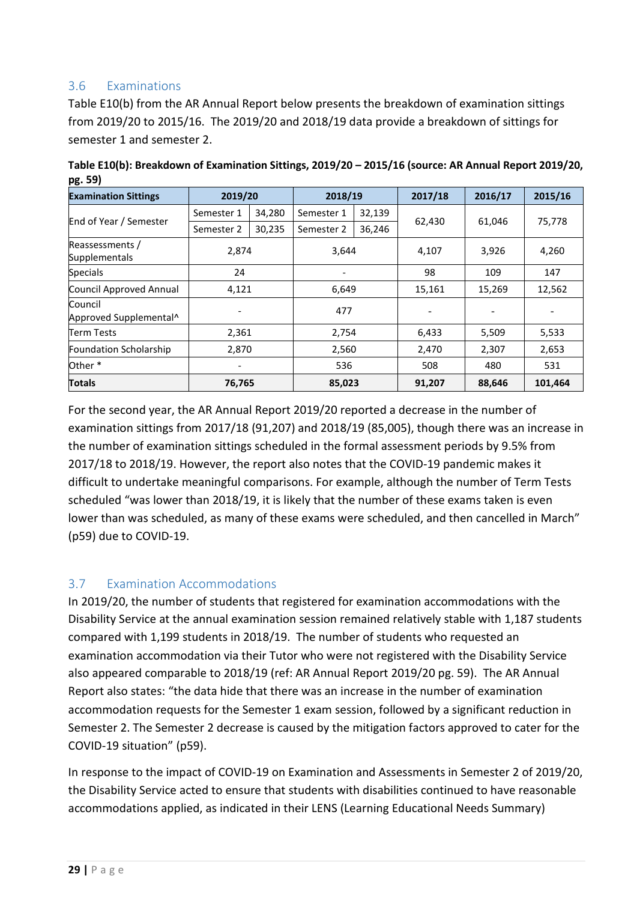## 3.6 Examinations

Table E10(b) from the AR Annual Report below presents the breakdown of examination sittings from 2019/20 to 2015/16. The 2019/20 and 2018/19 data provide a breakdown of sittings for semester 1 and semester 2.

**Table E10(b): Breakdown of Examination Sittings, 2019/20 – 2015/16 (source: AR Annual Report 2019/20, pg. 59)**

| Examination Sittings | 2019/20 | | 2018/19 | | 2017/18 | 2016/17 | 2015/16 |
|---|---|---|---|---|---|---|---|
| End of Year / Semester | Semester 1 | 34,280 | Semester 1 | 32,139 | 62,430 | 61,046 | 75,778 |
| | Semester 2 | 30,235 | Semester 2 | 36,246 | | | |
| Reassessments / Supplementals | 2,874 | | 3,644 | | 4,107 | 3,926 | 4,260 |
| Specials | 24 | | - | | 98 | 109 | 147 |
| Council Approved Annual | 4,121 | | 6,649 | | 15,161 | 15,269 | 12,562 |
| Council Approved Supplemental^ | - | | 477 | | - | - | - |
| Term Tests | 2,361 | | 2,754 | | 6,433 | 5,509 | 5,533 |
| Foundation Scholarship | 2,870 | | 2,560 | | 2,470 | 2,307 | 2,653 |
| Other * | - | | 536 | | 508 | 480 | 531 |
| **Totals** | **76,765** | | **85,023** | | **91,207** | **88,646** | **101,464** |

For the second year, the AR Annual Report 2019/20 reported a decrease in the number of examination sittings from 2017/18 (91,207) and 2018/19 (85,005), though there was an increase in the number of examination sittings scheduled in the formal assessment periods by 9.5% from 2017/18 to 2018/19. However, the report also notes that the COVID-19 pandemic makes it difficult to undertake meaningful comparisons. For example, although the number of Term Tests scheduled "was lower than 2018/19, it is likely that the number of these exams taken is even lower than was scheduled, as many of these exams were scheduled, and then cancelled in March" (p59) due to COVID-19.

## 3.7 Examination Accommodations

In 2019/20, the number of students that registered for examination accommodations with the Disability Service at the annual examination session remained relatively stable with 1,187 students compared with 1,199 students in 2018/19. The number of students who requested an examination accommodation via their Tutor who were not registered with the Disability Service also appeared comparable to 2018/19 (ref: AR Annual Report 2019/20 pg. 59). The AR Annual Report also states: "the data hide that there was an increase in the number of examination accommodation requests for the Semester 1 exam session, followed by a significant reduction in Semester 2. The Semester 2 decrease is caused by the mitigation factors approved to cater for the COVID-19 situation" (p59).

In response to the impact of COVID-19 on Examination and Assessments in Semester 2 of 2019/20, the Disability Service acted to ensure that students with disabilities continued to have reasonable accommodations applied, as indicated in their LENS (Learning Educational Needs Summary)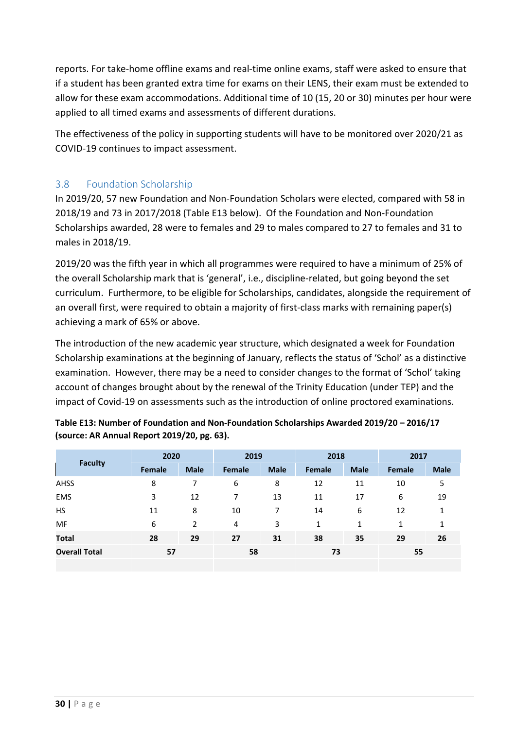reports. For take-home offline exams and real-time online exams, staff were asked to ensure that if a student has been granted extra time for exams on their LENS, their exam must be extended to allow for these exam accommodations. Additional time of 10 (15, 20 or 30) minutes per hour were applied to all timed exams and assessments of different durations.

The effectiveness of the policy in supporting students will have to be monitored over 2020/21 as COVID-19 continues to impact assessment.

## 3.8 Foundation Scholarship

In 2019/20, 57 new Foundation and Non-Foundation Scholars were elected, compared with 58 in 2018/19 and 73 in 2017/2018 (Table E13 below). Of the Foundation and Non-Foundation Scholarships awarded, 28 were to females and 29 to males compared to 27 to females and 31 to males in 2018/19.

2019/20 was the fifth year in which all programmes were required to have a minimum of 25% of the overall Scholarship mark that is 'general', i.e., discipline-related, but going beyond the set curriculum. Furthermore, to be eligible for Scholarships, candidates, alongside the requirement of an overall first, were required to obtain a majority of first-class marks with remaining paper(s) achieving a mark of 65% or above.

The introduction of the new academic year structure, which designated a week for Foundation Scholarship examinations at the beginning of January, reflects the status of 'Schol' as a distinctive examination. However, there may be a need to consider changes to the format of 'Schol' taking account of changes brought about by the renewal of the Trinity Education (under TEP) and the impact of Covid-19 on assessments such as the introduction of online proctored examinations.

**Table E13: Number of Foundation and Non-Foundation Scholarships Awarded 2019/20 – 2016/17 (source: AR Annual Report 2019/20, pg. 63).**

| Faculty | 2020 | | 2019 | | 2018 | | 2017 | |
|---|---|---|---|---|---|---|---|---|
| | Female | Male | Female | Male | Female | Male | Female | Male |
| AHSS | 8 | 7 | 6 | 8 | 12 | 11 | 10 | 5 |
| EMS | 3 | 12 | 7 | 13 | 11 | 17 | 6 | 19 |
| HS | 11 | 8 | 10 | 7 | 14 | 6 | 12 | 1 |
| MF | 6 | 2 | 4 | 3 | 1 | 1 | 1 | 1 |
| **Total** | **28** | **29** | **27** | **31** | **38** | **35** | **29** | **26** |
| **Overall Total** | **57** | | **58** | | **73** | | **55** | |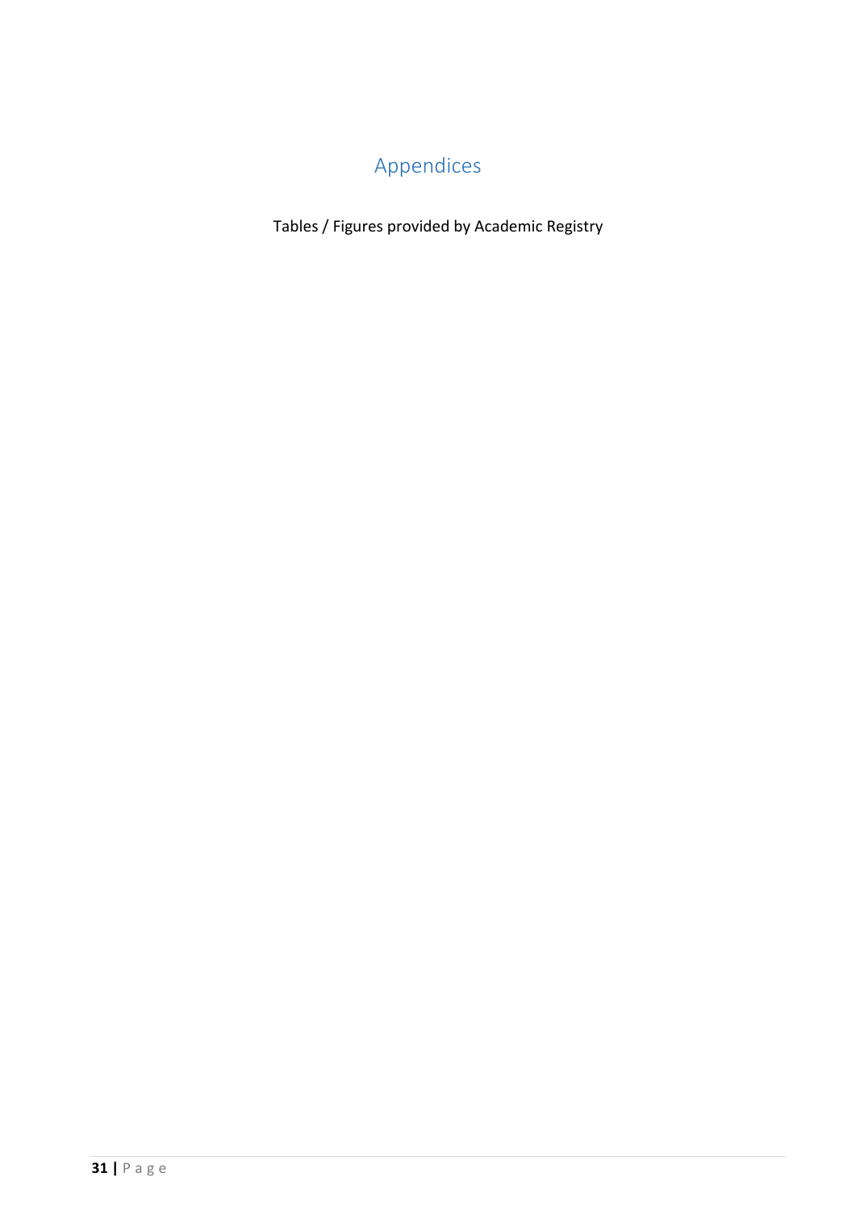# Appendices

Tables / Figures provided by Academic Registry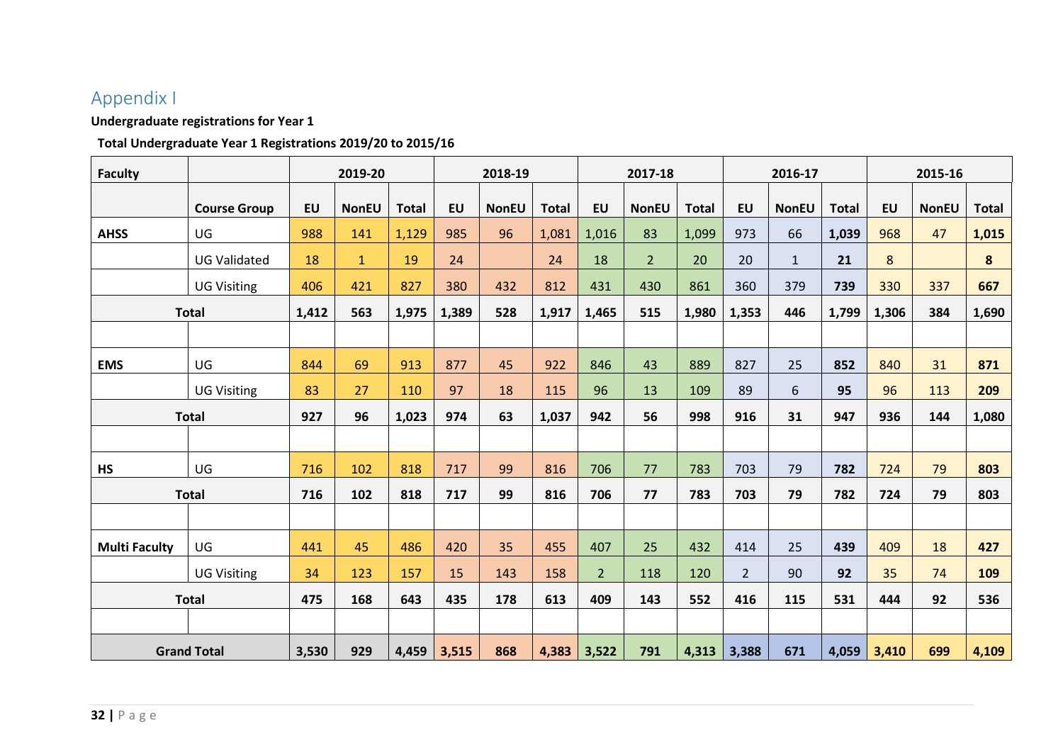## Appendix I

**Undergraduate registrations for Year 1**

**Total Undergraduate Year 1 Registrations 2019/20 to 2015/16**

| Faculty | | 2019-20 | | | 2018-19 | | | 2017-18 | | | 2016-17 | | | 2015-16 | | |
|---|---|---|---|---|---|---|---|---|---|---|---|---|---|---|---|---|
| | **Course Group** | **EU** | **NonEU** | **Total** | **EU** | **NonEU** | **Total** | **EU** | **NonEU** | **Total** | **EU** | **NonEU** | **Total** | **EU** | **NonEU** | **Total** |
| **AHSS** | UG | 988 | 141 | 1,129 | 985 | 96 | 1,081 | 1,016 | 83 | 1,099 | 973 | 66 | **1,039** | 968 | 47 | **1,015** |
| | UG Validated | 18 | 1 | 19 | 24 | | 24 | 18 | 2 | 20 | 20 | 1 | **21** | 8 | | **8** |
| | UG Visiting | 406 | 421 | 827 | 380 | 432 | 812 | 431 | 430 | 861 | 360 | 379 | **739** | 330 | 337 | **667** |
| **Total** | | **1,412** | **563** | **1,975** | **1,389** | **528** | **1,917** | **1,465** | **515** | **1,980** | **1,353** | **446** | **1,799** | **1,306** | **384** | **1,690** |
| | | | | | | | | | | | | | | | | |
| **EMS** | UG | 844 | 69 | 913 | 877 | 45 | 922 | 846 | 43 | 889 | 827 | 25 | **852** | 840 | 31 | **871** |
| | UG Visiting | 83 | 27 | 110 | 97 | 18 | 115 | 96 | 13 | 109 | 89 | 6 | **95** | 96 | 113 | **209** |
| **Total** | | **927** | **96** | **1,023** | **974** | **63** | **1,037** | **942** | **56** | **998** | **916** | **31** | **947** | **936** | **144** | **1,080** |
| | | | | | | | | | | | | | | | | |
| **HS** | UG | 716 | 102 | 818 | 717 | 99 | 816 | 706 | 77 | 783 | 703 | 79 | **782** | 724 | 79 | **803** |
| **Total** | | **716** | **102** | **818** | **717** | **99** | **816** | **706** | **77** | **783** | **703** | **79** | **782** | **724** | **79** | **803** |
| | | | | | | | | | | | | | | | | |
| **Multi Faculty** | UG | 441 | 45 | 486 | 420 | 35 | 455 | 407 | 25 | 432 | 414 | 25 | **439** | 409 | 18 | **427** |
| | UG Visiting | 34 | 123 | 157 | 15 | 143 | 158 | 2 | 118 | 120 | 2 | 90 | **92** | 35 | 74 | **109** |
| **Total** | | **475** | **168** | **643** | **435** | **178** | **613** | **409** | **143** | **552** | **416** | **115** | **531** | **444** | **92** | **536** |
| | | | | | | | | | | | | | | | | |
| **Grand Total** | | **3,530** | **929** | **4,459** | **3,515** | **868** | **4,383** | **3,522** | **791** | **4,313** | **3,388** | **671** | **4,059** | **3,410** | **699** | **4,109** |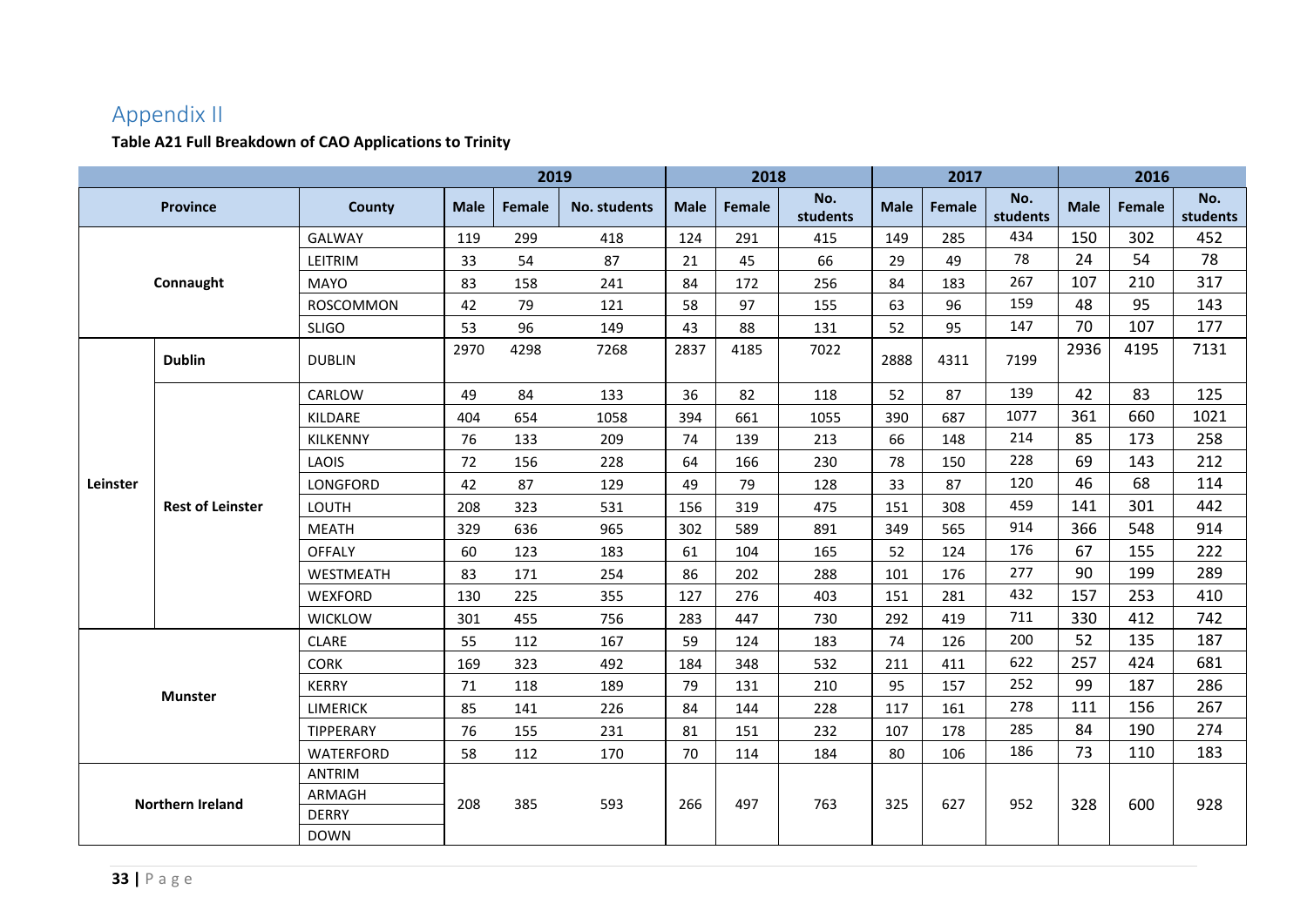## Appendix II

**Table A21 Full Breakdown of CAO Applications to Trinity**

| Province | | County | 2019 | | | 2018 | | | 2017 | | | 2016 | | |
|---|---|---|---|---|---|---|---|---|---|---|---|---|---|---|
| | | | Male | Female | No. students | Male | Female | No. students | Male | Female | No. students | Male | Female | No. students |
| Connaught | | GALWAY | 119 | 299 | 418 | 124 | 291 | 415 | 149 | 285 | 434 | 150 | 302 | 452 |
| | | LEITRIM | 33 | 54 | 87 | 21 | 45 | 66 | 29 | 49 | 78 | 24 | 54 | 78 |
| | | MAYO | 83 | 158 | 241 | 84 | 172 | 256 | 84 | 183 | 267 | 107 | 210 | 317 |
| | | ROSCOMMON | 42 | 79 | 121 | 58 | 97 | 155 | 63 | 96 | 159 | 48 | 95 | 143 |
| | | SLIGO | 53 | 96 | 149 | 43 | 88 | 131 | 52 | 95 | 147 | 70 | 107 | 177 |
| Leinster | Dublin | DUBLIN | 2970 | 4298 | 7268 | 2837 | 4185 | 7022 | 2888 | 4311 | 7199 | 2936 | 4195 | 7131 |
| | Rest of Leinster | CARLOW | 49 | 84 | 133 | 36 | 82 | 118 | 52 | 87 | 139 | 42 | 83 | 125 |
| | | KILDARE | 404 | 654 | 1058 | 394 | 661 | 1055 | 390 | 687 | 1077 | 361 | 660 | 1021 |
| | | KILKENNY | 76 | 133 | 209 | 74 | 139 | 213 | 66 | 148 | 214 | 85 | 173 | 258 |
| | | LAOIS | 72 | 156 | 228 | 64 | 166 | 230 | 78 | 150 | 228 | 69 | 143 | 212 |
| | | LONGFORD | 42 | 87 | 129 | 49 | 79 | 128 | 33 | 87 | 120 | 46 | 68 | 114 |
| | | LOUTH | 208 | 323 | 531 | 156 | 319 | 475 | 151 | 308 | 459 | 141 | 301 | 442 |
| | | MEATH | 329 | 636 | 965 | 302 | 589 | 891 | 349 | 565 | 914 | 366 | 548 | 914 |
| | | OFFALY | 60 | 123 | 183 | 61 | 104 | 165 | 52 | 124 | 176 | 67 | 155 | 222 |
| | | WESTMEATH | 83 | 171 | 254 | 86 | 202 | 288 | 101 | 176 | 277 | 90 | 199 | 289 |
| | | WEXFORD | 130 | 225 | 355 | 127 | 276 | 403 | 151 | 281 | 432 | 157 | 253 | 410 |
| | | WICKLOW | 301 | 455 | 756 | 283 | 447 | 730 | 292 | 419 | 711 | 330 | 412 | 742 |
| Munster | | CLARE | 55 | 112 | 167 | 59 | 124 | 183 | 74 | 126 | 200 | 52 | 135 | 187 |
| | | CORK | 169 | 323 | 492 | 184 | 348 | 532 | 211 | 411 | 622 | 257 | 424 | 681 |
| | | KERRY | 71 | 118 | 189 | 79 | 131 | 210 | 95 | 157 | 252 | 99 | 187 | 286 |
| | | LIMERICK | 85 | 141 | 226 | 84 | 144 | 228 | 117 | 161 | 278 | 111 | 156 | 267 |
| | | TIPPERARY | 76 | 155 | 231 | 81 | 151 | 232 | 107 | 178 | 285 | 84 | 190 | 274 |
| | | WATERFORD | 58 | 112 | 170 | 70 | 114 | 184 | 80 | 106 | 186 | 73 | 110 | 183 |
| Northern Ireland | | ANTRIM, ARMAGH, DERRY, DOWN | 208 | 385 | 593 | 266 | 497 | 763 | 325 | 627 | 952 | 328 | 600 | 928 |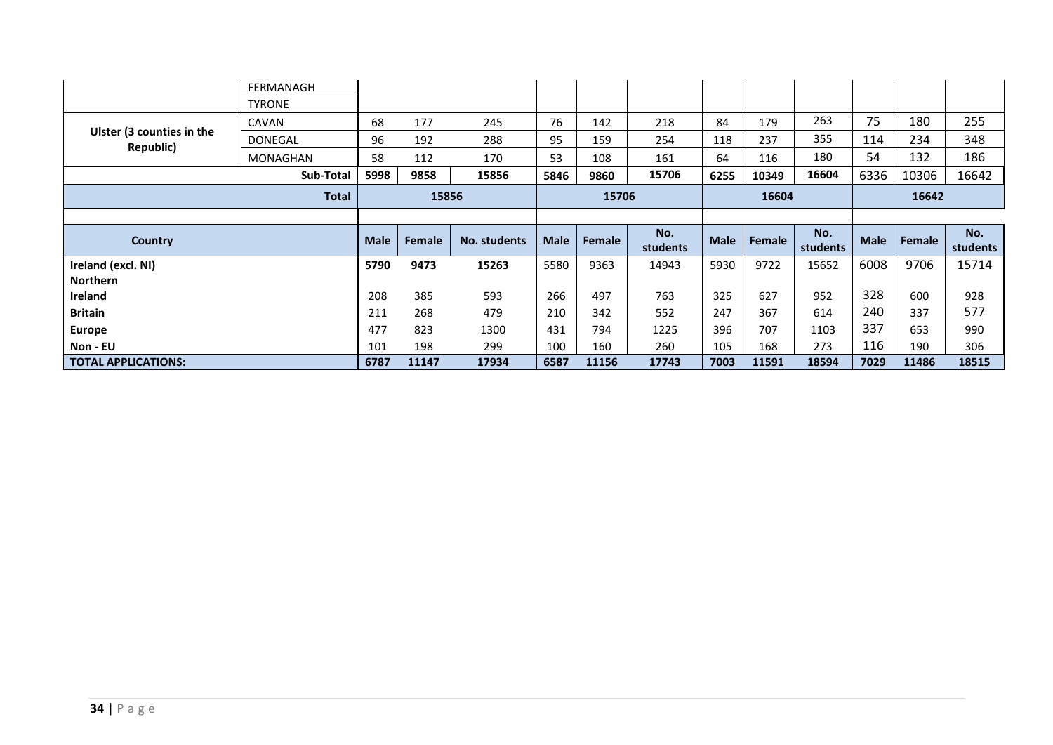| | | | | | | | | | | | | | |
|---|---|---|---|---|---|---|---|---|---|---|---|---|---|
| | FERMANAGH | | | | | | | | | | | | |
| | TYRONE | | | | | | | | | | | | |
| **Ulster (3 counties in the Republic)** | CAVAN | 68 | 177 | 245 | 76 | 142 | 218 | 84 | 179 | 263 | 75 | 180 | 255 |
| | DONEGAL | 96 | 192 | 288 | 95 | 159 | 254 | 118 | 237 | 355 | 114 | 234 | 348 |
| | MONAGHAN | 58 | 112 | 170 | 53 | 108 | 161 | 64 | 116 | 180 | 54 | 132 | 186 |
| **Sub-Total** | | **5998** | **9858** | **15856** | **5846** | **9860** | **15706** | **6255** | **10349** | **16604** | 6336 | 10306 | 16642 |
| **Total** | | | **15856** | | | **15706** | | | **16604** | | | **16642** | |

| Country | Male | Female | No. students | Male | Female | No. students | Male | Female | No. students | Male | Female | No. students |
|---|---|---|---|---|---|---|---|---|---|---|---|---|
| **Ireland (excl. NI)** | **5790** | **9473** | **15263** | 5580 | 9363 | 14943 | 5930 | 9722 | 15652 | 6008 | 9706 | 15714 |
| **Northern Ireland** | 208 | 385 | 593 | 266 | 497 | 763 | 325 | 627 | 952 | 328 | 600 | 928 |
| **Britain** | 211 | 268 | 479 | 210 | 342 | 552 | 247 | 367 | 614 | 240 | 337 | 577 |
| **Europe** | 477 | 823 | 1300 | 431 | 794 | 1225 | 396 | 707 | 1103 | 337 | 653 | 990 |
| **Non - EU** | 101 | 198 | 299 | 100 | 160 | 260 | 105 | 168 | 273 | 116 | 190 | 306 |
| **TOTAL APPLICATIONS:** | **6787** | **11147** | **17934** | **6587** | **11156** | **17743** | **7003** | **11591** | **18594** | **7029** | **11486** | **18515** |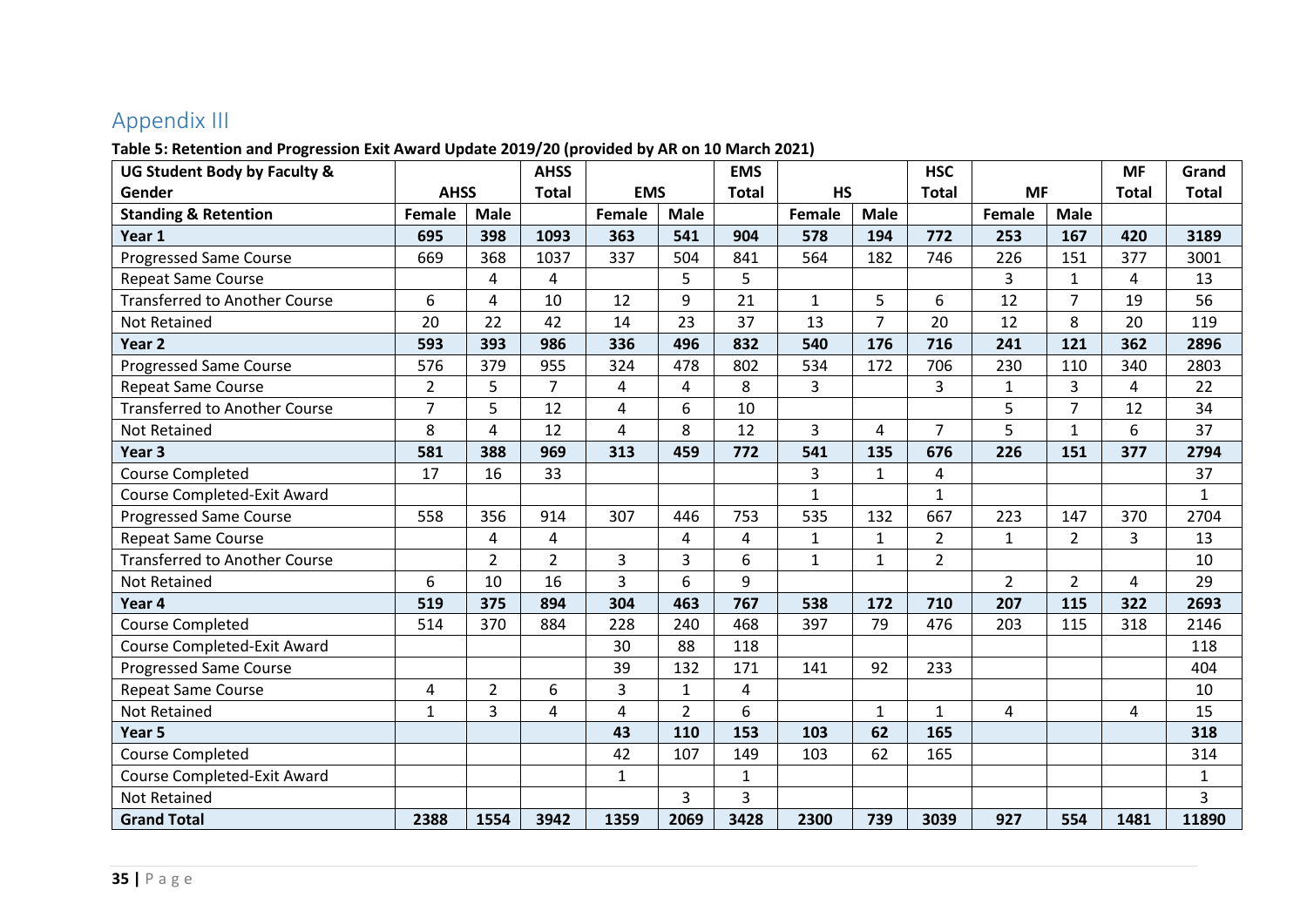# Appendix III

**Table 5: Retention and Progression Exit Award Update 2019/20 (provided by AR on 10 March 2021)**

| UG Student Body by Faculty & Gender | AHSS | | AHSS Total | EMS | | EMS Total | HS | | HSC Total | MF | | MF Total | Grand Total |
|---|---|---|---|---|---|---|---|---|---|---|---|---|---|
| **Standing & Retention** | **Female** | **Male** | | **Female** | **Male** | | **Female** | **Male** | | **Female** | **Male** | | |
| **Year 1** | **695** | **398** | **1093** | **363** | **541** | **904** | **578** | **194** | **772** | **253** | **167** | **420** | **3189** |
| Progressed Same Course | 669 | 368 | 1037 | 337 | 504 | 841 | 564 | 182 | 746 | 226 | 151 | 377 | 3001 |
| Repeat Same Course | | 4 | 4 | | 5 | 5 | | | | 3 | 1 | 4 | 13 |
| Transferred to Another Course | 6 | 4 | 10 | 12 | 9 | 21 | 1 | 5 | 6 | 12 | 7 | 19 | 56 |
| Not Retained | 20 | 22 | 42 | 14 | 23 | 37 | 13 | 7 | 20 | 12 | 8 | 20 | 119 |
| **Year 2** | **593** | **393** | **986** | **336** | **496** | **832** | **540** | **176** | **716** | **241** | **121** | **362** | **2896** |
| Progressed Same Course | 576 | 379 | 955 | 324 | 478 | 802 | 534 | 172 | 706 | 230 | 110 | 340 | 2803 |
| Repeat Same Course | 2 | 5 | 7 | 4 | 4 | 8 | 3 | | 3 | 1 | 3 | 4 | 22 |
| Transferred to Another Course | 7 | 5 | 12 | 4 | 6 | 10 | | | | 5 | 7 | 12 | 34 |
| Not Retained | 8 | 4 | 12 | 4 | 8 | 12 | 3 | 4 | 7 | 5 | 1 | 6 | 37 |
| **Year 3** | **581** | **388** | **969** | **313** | **459** | **772** | **541** | **135** | **676** | **226** | **151** | **377** | **2794** |
| Course Completed | 17 | 16 | 33 | | | | 3 | 1 | 4 | | | | 37 |
| Course Completed-Exit Award | | | | | | | 1 | | 1 | | | | 1 |
| Progressed Same Course | 558 | 356 | 914 | 307 | 446 | 753 | 535 | 132 | 667 | 223 | 147 | 370 | 2704 |
| Repeat Same Course | | 4 | 4 | | 4 | 4 | 1 | 1 | 2 | 1 | 2 | 3 | 13 |
| Transferred to Another Course | | 2 | 2 | 3 | 3 | 6 | 1 | 1 | 2 | | | | 10 |
| Not Retained | 6 | 10 | 16 | 3 | 6 | 9 | | | | 2 | 2 | 4 | 29 |
| **Year 4** | **519** | **375** | **894** | **304** | **463** | **767** | **538** | **172** | **710** | **207** | **115** | **322** | **2693** |
| Course Completed | 514 | 370 | 884 | 228 | 240 | 468 | 397 | 79 | 476 | 203 | 115 | 318 | 2146 |
| Course Completed-Exit Award | | | | 30 | 88 | 118 | | | | | | | 118 |
| Progressed Same Course | | | | 39 | 132 | 171 | 141 | 92 | 233 | | | | 404 |
| Repeat Same Course | 4 | 2 | 6 | 3 | 1 | 4 | | | | | | | 10 |
| Not Retained | 1 | 3 | 4 | 4 | 2 | 6 | | 1 | 1 | 4 | | 4 | 15 |
| **Year 5** | | | | **43** | **110** | **153** | **103** | **62** | **165** | | | | **318** |
| Course Completed | | | | 42 | 107 | 149 | 103 | 62 | 165 | | | | 314 |
| Course Completed-Exit Award | | | | 1 | | 1 | | | | | | | 1 |
| Not Retained | | | | | 3 | 3 | | | | | | | 3 |
| **Grand Total** | **2388** | **1554** | **3942** | **1359** | **2069** | **3428** | **2300** | **739** | **3039** | **927** | **554** | **1481** | **11890** |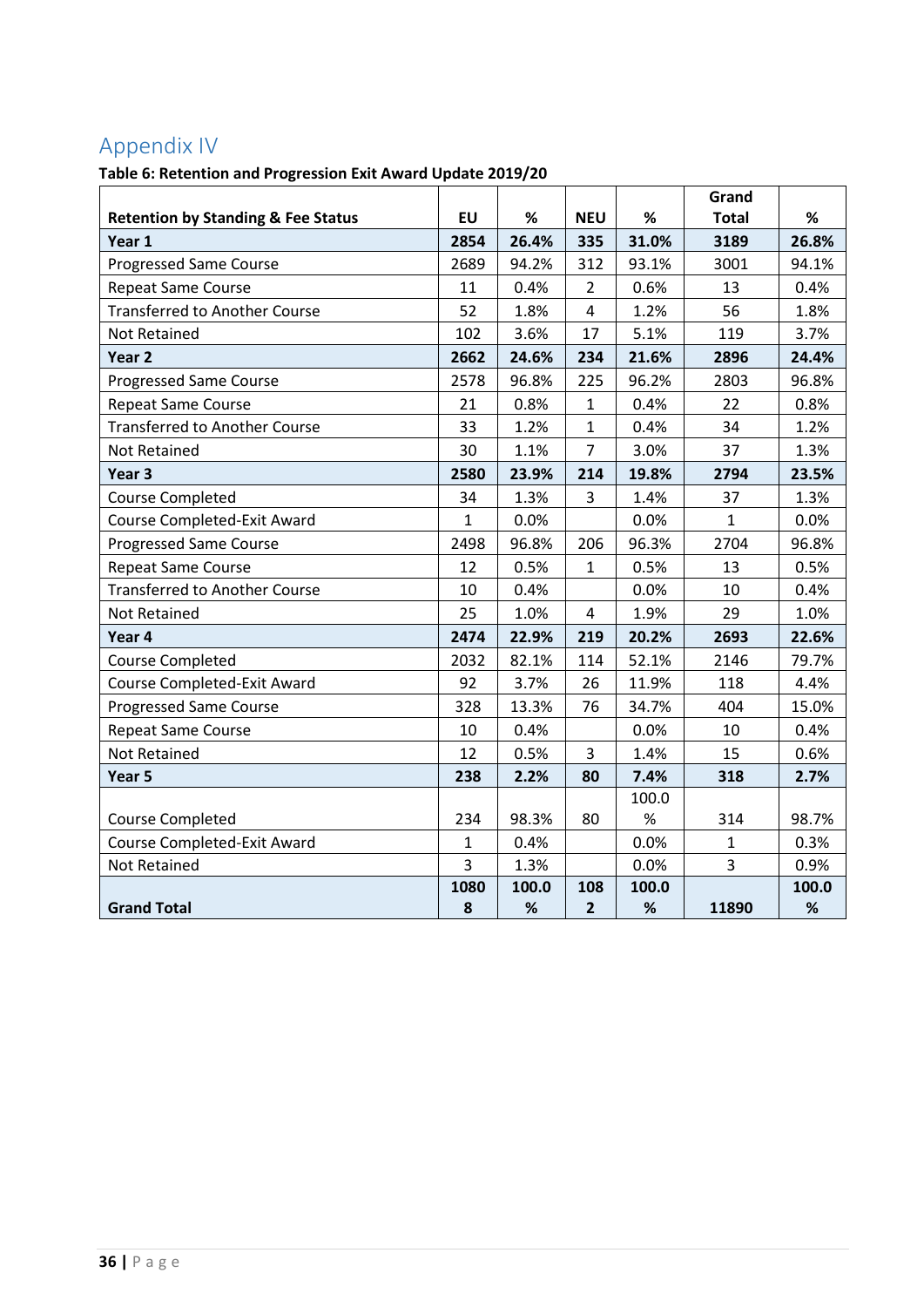## Appendix IV

**Table 6: Retention and Progression Exit Award Update 2019/20**

| Retention by Standing & Fee Status | EU | % | NEU | % | Grand Total | % |
|---|---|---|---|---|---|---|
| **Year 1** | **2854** | **26.4%** | **335** | **31.0%** | **3189** | **26.8%** |
| Progressed Same Course | 2689 | 94.2% | 312 | 93.1% | 3001 | 94.1% |
| Repeat Same Course | 11 | 0.4% | 2 | 0.6% | 13 | 0.4% |
| Transferred to Another Course | 52 | 1.8% | 4 | 1.2% | 56 | 1.8% |
| Not Retained | 102 | 3.6% | 17 | 5.1% | 119 | 3.7% |
| **Year 2** | **2662** | **24.6%** | **234** | **21.6%** | **2896** | **24.4%** |
| Progressed Same Course | 2578 | 96.8% | 225 | 96.2% | 2803 | 96.8% |
| Repeat Same Course | 21 | 0.8% | 1 | 0.4% | 22 | 0.8% |
| Transferred to Another Course | 33 | 1.2% | 1 | 0.4% | 34 | 1.2% |
| Not Retained | 30 | 1.1% | 7 | 3.0% | 37 | 1.3% |
| **Year 3** | **2580** | **23.9%** | **214** | **19.8%** | **2794** | **23.5%** |
| Course Completed | 34 | 1.3% | 3 | 1.4% | 37 | 1.3% |
| Course Completed-Exit Award | 1 | 0.0% | | 0.0% | 1 | 0.0% |
| Progressed Same Course | 2498 | 96.8% | 206 | 96.3% | 2704 | 96.8% |
| Repeat Same Course | 12 | 0.5% | 1 | 0.5% | 13 | 0.5% |
| Transferred to Another Course | 10 | 0.4% | | 0.0% | 10 | 0.4% |
| Not Retained | 25 | 1.0% | 4 | 1.9% | 29 | 1.0% |
| **Year 4** | **2474** | **22.9%** | **219** | **20.2%** | **2693** | **22.6%** |
| Course Completed | 2032 | 82.1% | 114 | 52.1% | 2146 | 79.7% |
| Course Completed-Exit Award | 92 | 3.7% | 26 | 11.9% | 118 | 4.4% |
| Progressed Same Course | 328 | 13.3% | 76 | 34.7% | 404 | 15.0% |
| Repeat Same Course | 10 | 0.4% | | 0.0% | 10 | 0.4% |
| Not Retained | 12 | 0.5% | 3 | 1.4% | 15 | 0.6% |
| **Year 5** | **238** | **2.2%** | **80** | **7.4%** | **318** | **2.7%** |
| Course Completed | 234 | 98.3% | 80 | 100.0% | 314 | 98.7% |
| Course Completed-Exit Award | 1 | 0.4% | | 0.0% | 1 | 0.3% |
| Not Retained | 3 | 1.3% | | 0.0% | 3 | 0.9% |
| **Grand Total** | **10808** | **100.0%** | **1082** | **100.0%** | **11890** | **100.0%** |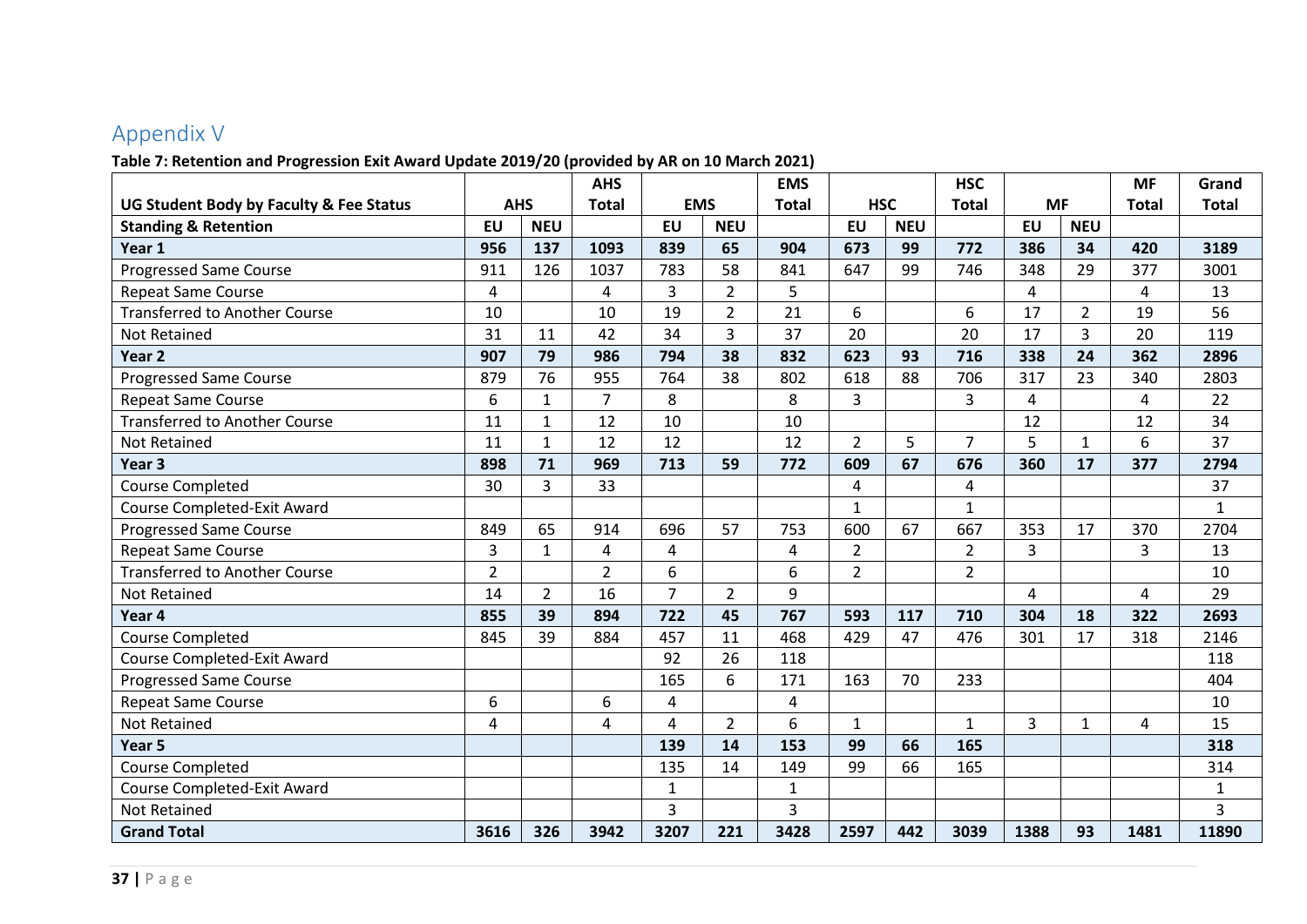# Appendix V

**Table 7: Retention and Progression Exit Award Update 2019/20 (provided by AR on 10 March 2021)**

| UG Student Body by Faculty & Fee Status | AHS | | AHS Total | EMS | | EMS Total | HSC | | HSC Total | MF | | MF Total | Grand Total |
|---|---|---|---|---|---|---|---|---|---|---|---|---|---|
| **Standing & Retention** | **EU** | **NEU** | | **EU** | **NEU** | | **EU** | **NEU** | | **EU** | **NEU** | | |
| **Year 1** | **956** | **137** | **1093** | **839** | **65** | **904** | **673** | **99** | **772** | **386** | **34** | **420** | **3189** |
| Progressed Same Course | 911 | 126 | 1037 | 783 | 58 | 841 | 647 | 99 | 746 | 348 | 29 | 377 | 3001 |
| Repeat Same Course | 4 | | 4 | 3 | 2 | 5 | | | | 4 | | 4 | 13 |
| Transferred to Another Course | 10 | | 10 | 19 | 2 | 21 | 6 | | 6 | 17 | 2 | 19 | 56 |
| Not Retained | 31 | 11 | 42 | 34 | 3 | 37 | 20 | | 20 | 17 | 3 | 20 | 119 |
| **Year 2** | **907** | **79** | **986** | **794** | **38** | **832** | **623** | **93** | **716** | **338** | **24** | **362** | **2896** |
| Progressed Same Course | 879 | 76 | 955 | 764 | 38 | 802 | 618 | 88 | 706 | 317 | 23 | 340 | 2803 |
| Repeat Same Course | 6 | 1 | 7 | 8 | | 8 | 3 | | 3 | 4 | | 4 | 22 |
| Transferred to Another Course | 11 | 1 | 12 | 10 | | 10 | | | | 12 | | 12 | 34 |
| Not Retained | 11 | 1 | 12 | 12 | | 12 | 2 | 5 | 7 | 5 | 1 | 6 | 37 |
| **Year 3** | **898** | **71** | **969** | **713** | **59** | **772** | **609** | **67** | **676** | **360** | **17** | **377** | **2794** |
| Course Completed | 30 | 3 | 33 | | | | 4 | | 4 | | | | 37 |
| Course Completed-Exit Award | | | | | | | 1 | | 1 | | | | 1 |
| Progressed Same Course | 849 | 65 | 914 | 696 | 57 | 753 | 600 | 67 | 667 | 353 | 17 | 370 | 2704 |
| Repeat Same Course | 3 | 1 | 4 | 4 | | 4 | 2 | | 2 | 3 | | 3 | 13 |
| Transferred to Another Course | 2 | | 2 | 6 | | 6 | 2 | | 2 | | | | 10 |
| Not Retained | 14 | 2 | 16 | 7 | 2 | 9 | | | | 4 | | 4 | 29 |
| **Year 4** | **855** | **39** | **894** | **722** | **45** | **767** | **593** | **117** | **710** | **304** | **18** | **322** | **2693** |
| Course Completed | 845 | 39 | 884 | 457 | 11 | 468 | 429 | 47 | 476 | 301 | 17 | 318 | 2146 |
| Course Completed-Exit Award | | | | 92 | 26 | 118 | | | | | | | 118 |
| Progressed Same Course | | | | 165 | 6 | 171 | 163 | 70 | 233 | | | | 404 |
| Repeat Same Course | 6 | | 6 | 4 | | 4 | | | | | | | 10 |
| Not Retained | 4 | | 4 | 4 | 2 | 6 | 1 | | 1 | 3 | 1 | 4 | 15 |
| **Year 5** | | | | **139** | **14** | **153** | **99** | **66** | **165** | | | | **318** |
| Course Completed | | | | 135 | 14 | 149 | 99 | 66 | 165 | | | | 314 |
| Course Completed-Exit Award | | | | 1 | | 1 | | | | | | | 1 |
| Not Retained | | | | 3 | | 3 | | | | | | | 3 |
| **Grand Total** | **3616** | **326** | **3942** | **3207** | **221** | **3428** | **2597** | **442** | **3039** | **1388** | **93** | **1481** | **11890** |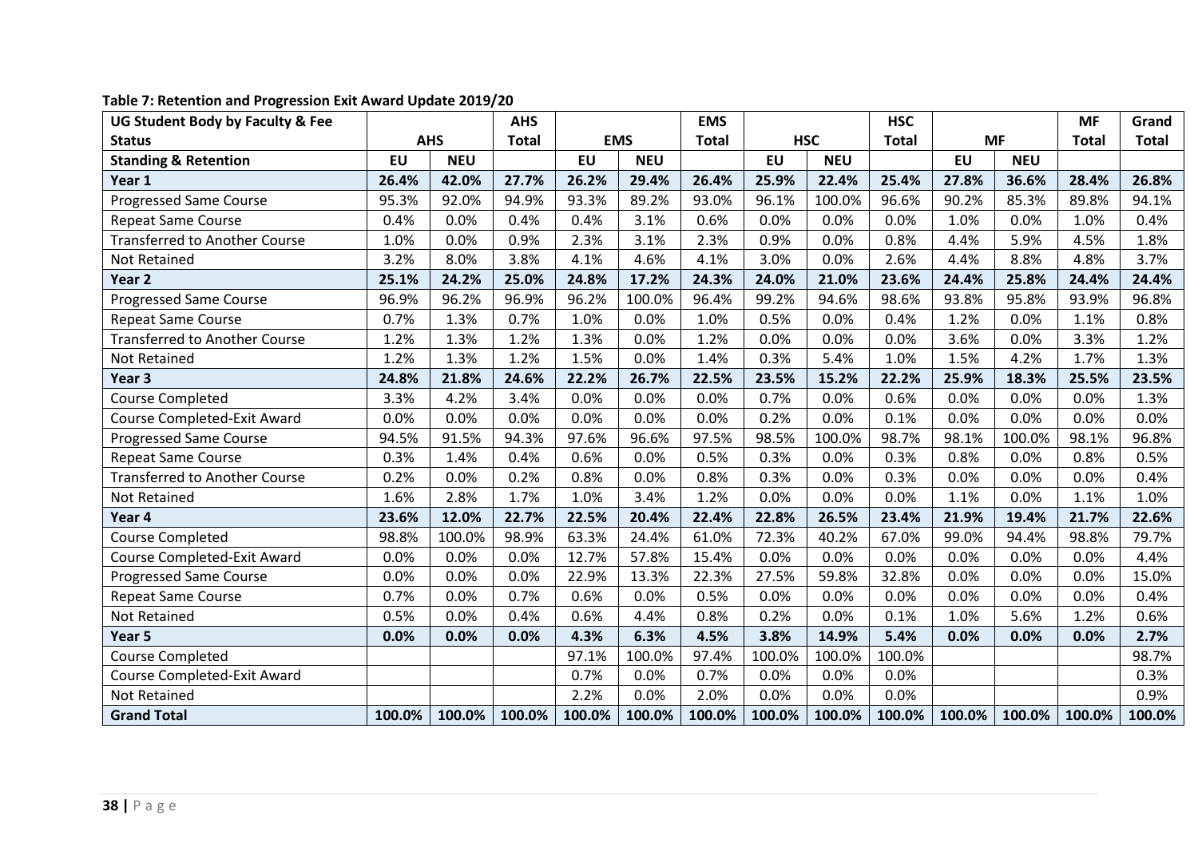**Table 7: Retention and Progression Exit Award Update 2019/20**

| UG Student Body by Faculty & Fee Status | AHS | | AHS Total | EMS | | EMS Total | HSC | | HSC Total | MF | | MF Total | Grand Total |
|---|---|---|---|---|---|---|---|---|---|---|---|---|---|
| **Standing & Retention** | **EU** | **NEU** | | **EU** | **NEU** | | **EU** | **NEU** | | **EU** | **NEU** | | |
| **Year 1** | **26.4%** | **42.0%** | **27.7%** | **26.2%** | **29.4%** | **26.4%** | **25.9%** | **22.4%** | **25.4%** | **27.8%** | **36.6%** | **28.4%** | **26.8%** |
| Progressed Same Course | 95.3% | 92.0% | 94.9% | 93.3% | 89.2% | 93.0% | 96.1% | 100.0% | 96.6% | 90.2% | 85.3% | 89.8% | 94.1% |
| Repeat Same Course | 0.4% | 0.0% | 0.4% | 0.4% | 3.1% | 0.6% | 0.0% | 0.0% | 0.0% | 1.0% | 0.0% | 1.0% | 0.4% |
| Transferred to Another Course | 1.0% | 0.0% | 0.9% | 2.3% | 3.1% | 2.3% | 0.9% | 0.0% | 0.8% | 4.4% | 5.9% | 4.5% | 1.8% |
| Not Retained | 3.2% | 8.0% | 3.8% | 4.1% | 4.6% | 4.1% | 3.0% | 0.0% | 2.6% | 4.4% | 8.8% | 4.8% | 3.7% |
| **Year 2** | **25.1%** | **24.2%** | **25.0%** | **24.8%** | **17.2%** | **24.3%** | **24.0%** | **21.0%** | **23.6%** | **24.4%** | **25.8%** | **24.4%** | **24.4%** |
| Progressed Same Course | 96.9% | 96.2% | 96.9% | 96.2% | 100.0% | 96.4% | 99.2% | 94.6% | 98.6% | 93.8% | 95.8% | 93.9% | 96.8% |
| Repeat Same Course | 0.7% | 1.3% | 0.7% | 1.0% | 0.0% | 1.0% | 0.5% | 0.0% | 0.4% | 1.2% | 0.0% | 1.1% | 0.8% |
| Transferred to Another Course | 1.2% | 1.3% | 1.2% | 1.3% | 0.0% | 1.2% | 0.0% | 0.0% | 0.0% | 3.6% | 0.0% | 3.3% | 1.2% |
| Not Retained | 1.2% | 1.3% | 1.2% | 1.5% | 0.0% | 1.4% | 0.3% | 5.4% | 1.0% | 1.5% | 4.2% | 1.7% | 1.3% |
| **Year 3** | **24.8%** | **21.8%** | **24.6%** | **22.2%** | **26.7%** | **22.5%** | **23.5%** | **15.2%** | **22.2%** | **25.9%** | **18.3%** | **25.5%** | **23.5%** |
| Course Completed | 3.3% | 4.2% | 3.4% | 0.0% | 0.0% | 0.0% | 0.7% | 0.0% | 0.6% | 0.0% | 0.0% | 0.0% | 1.3% |
| Course Completed-Exit Award | 0.0% | 0.0% | 0.0% | 0.0% | 0.0% | 0.0% | 0.2% | 0.0% | 0.1% | 0.0% | 0.0% | 0.0% | 0.0% |
| Progressed Same Course | 94.5% | 91.5% | 94.3% | 97.6% | 96.6% | 97.5% | 98.5% | 100.0% | 98.7% | 98.1% | 100.0% | 98.1% | 96.8% |
| Repeat Same Course | 0.3% | 1.4% | 0.4% | 0.6% | 0.0% | 0.5% | 0.3% | 0.0% | 0.3% | 0.8% | 0.0% | 0.8% | 0.5% |
| Transferred to Another Course | 0.2% | 0.0% | 0.2% | 0.8% | 0.0% | 0.8% | 0.3% | 0.0% | 0.3% | 0.0% | 0.0% | 0.0% | 0.4% |
| Not Retained | 1.6% | 2.8% | 1.7% | 1.0% | 3.4% | 1.2% | 0.0% | 0.0% | 0.0% | 1.1% | 0.0% | 1.1% | 1.0% |
| **Year 4** | **23.6%** | **12.0%** | **22.7%** | **22.5%** | **20.4%** | **22.4%** | **22.8%** | **26.5%** | **23.4%** | **21.9%** | **19.4%** | **21.7%** | **22.6%** |
| Course Completed | 98.8% | 100.0% | 98.9% | 63.3% | 24.4% | 61.0% | 72.3% | 40.2% | 67.0% | 99.0% | 94.4% | 98.8% | 79.7% |
| Course Completed-Exit Award | 0.0% | 0.0% | 0.0% | 12.7% | 57.8% | 15.4% | 0.0% | 0.0% | 0.0% | 0.0% | 0.0% | 0.0% | 4.4% |
| Progressed Same Course | 0.0% | 0.0% | 0.0% | 22.9% | 13.3% | 22.3% | 27.5% | 59.8% | 32.8% | 0.0% | 0.0% | 0.0% | 15.0% |
| Repeat Same Course | 0.7% | 0.0% | 0.7% | 0.6% | 0.0% | 0.5% | 0.0% | 0.0% | 0.0% | 0.0% | 0.0% | 0.0% | 0.4% |
| Not Retained | 0.5% | 0.0% | 0.4% | 0.6% | 4.4% | 0.8% | 0.2% | 0.0% | 0.1% | 1.0% | 5.6% | 1.2% | 0.6% |
| **Year 5** | **0.0%** | **0.0%** | **0.0%** | **4.3%** | **6.3%** | **4.5%** | **3.8%** | **14.9%** | **5.4%** | **0.0%** | **0.0%** | **0.0%** | **2.7%** |
| Course Completed | | | | 97.1% | 100.0% | 97.4% | 100.0% | 100.0% | 100.0% | | | | 98.7% |
| Course Completed-Exit Award | | | | 0.7% | 0.0% | 0.7% | 0.0% | 0.0% | 0.0% | | | | 0.3% |
| Not Retained | | | | 2.2% | 0.0% | 2.0% | 0.0% | 0.0% | 0.0% | | | | 0.9% |
| **Grand Total** | **100.0%** | **100.0%** | **100.0%** | **100.0%** | **100.0%** | **100.0%** | **100.0%** | **100.0%** | **100.0%** | **100.0%** | **100.0%** | **100.0%** | **100.0%** |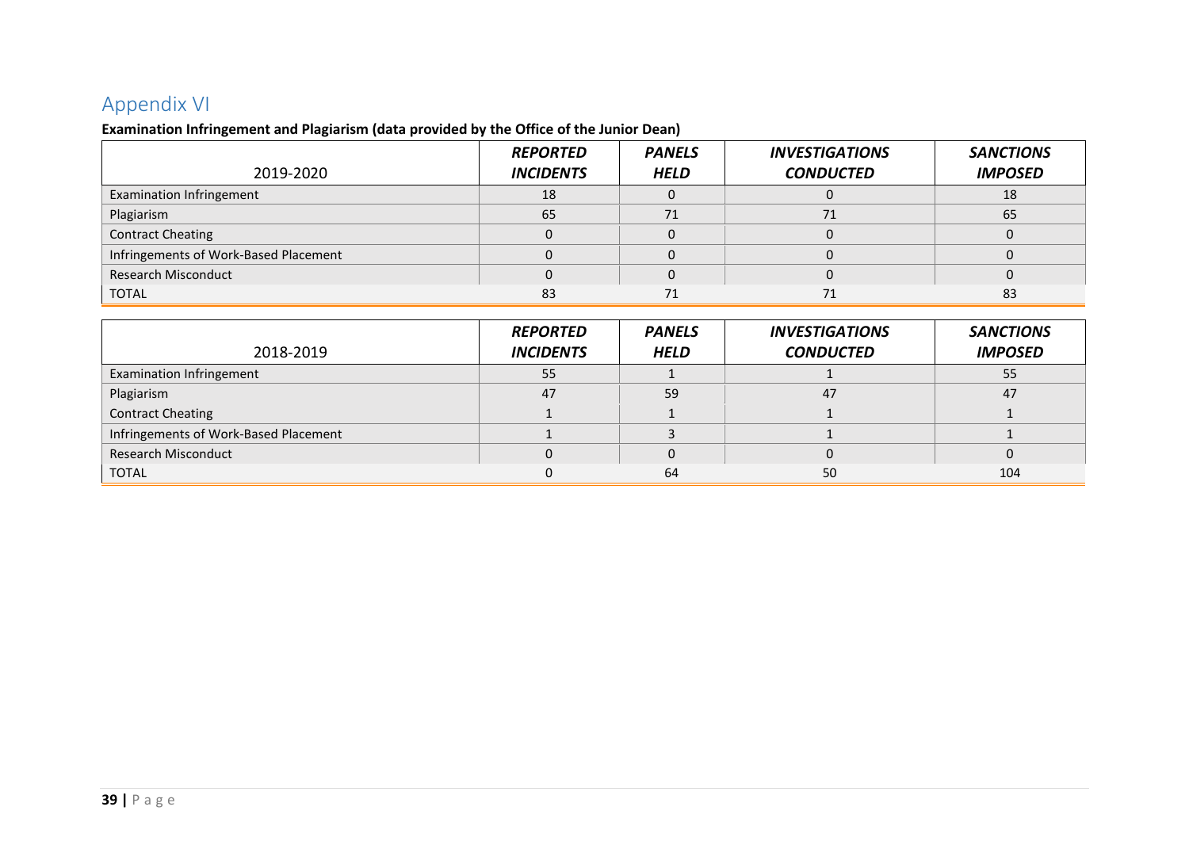# Appendix VI

**Examination Infringement and Plagiarism (data provided by the Office of the Junior Dean)**

| 2019-2020 | ***REPORTED INCIDENTS*** | ***PANELS HELD*** | ***INVESTIGATIONS CONDUCTED*** | ***SANCTIONS IMPOSED*** |
|---|---|---|---|---|
| Examination Infringement | 18 | 0 | 0 | 18 |
| Plagiarism | 65 | 71 | 71 | 65 |
| Contract Cheating | 0 | 0 | 0 | 0 |
| Infringements of Work-Based Placement | 0 | 0 | 0 | 0 |
| Research Misconduct | 0 | 0 | 0 | 0 |
| TOTAL | 83 | 71 | 71 | 83 |

| 2018-2019 | ***REPORTED INCIDENTS*** | ***PANELS HELD*** | ***INVESTIGATIONS CONDUCTED*** | ***SANCTIONS IMPOSED*** |
|---|---|---|---|---|
| Examination Infringement | 55 | 1 | 1 | 55 |
| Plagiarism | 47 | 59 | 47 | 47 |
| Contract Cheating | 1 | 1 | 1 | 1 |
| Infringements of Work-Based Placement | 1 | 3 | 1 | 1 |
| Research Misconduct | 0 | 0 | 0 | 0 |
| TOTAL | 0 | 64 | 50 | 104 |